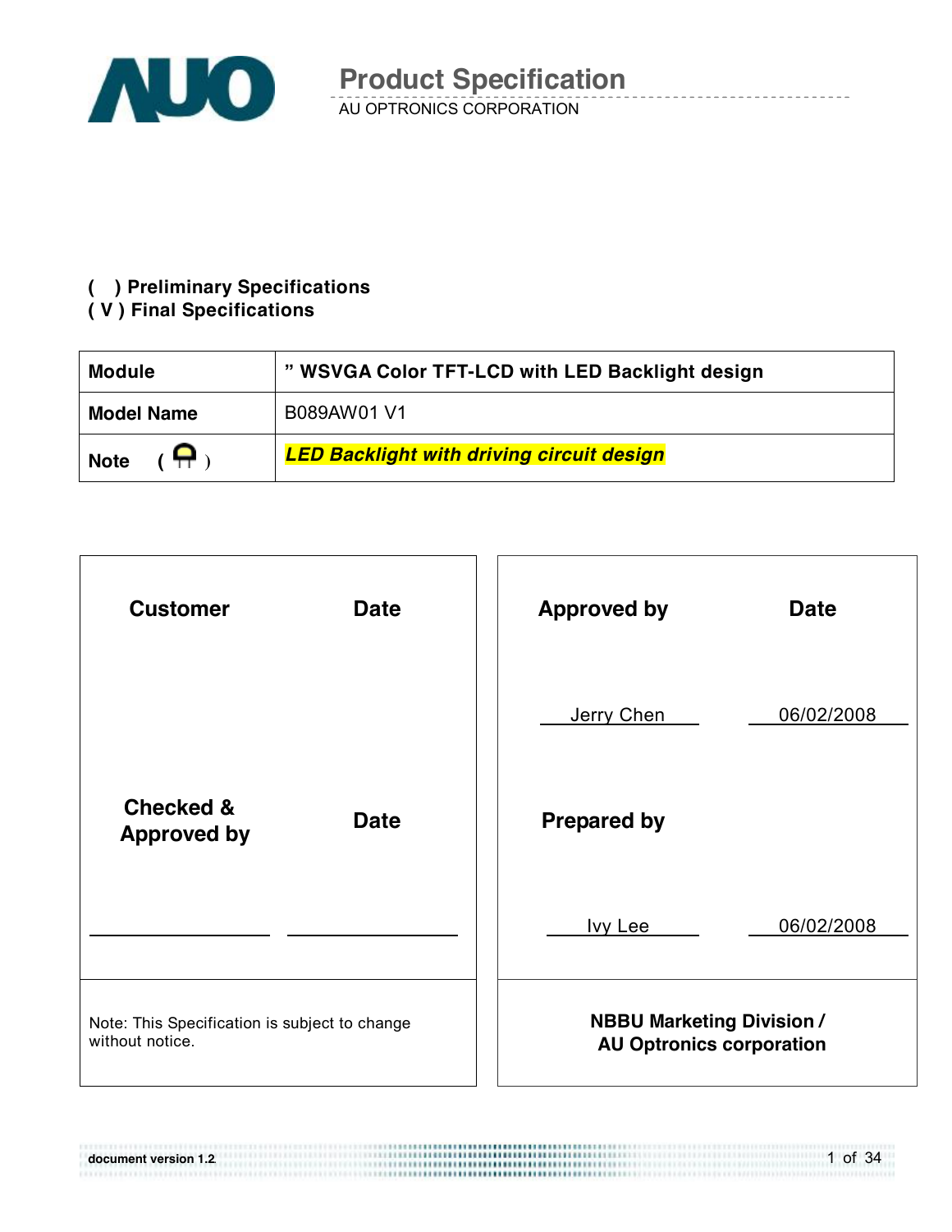# Product Specification

AU OPTRONICS CORPORATION

( ) Preliminary Specifications
( V ) Final Specifications

| Module | " WSVGA Color TFT-LCD with LED Backlight design |
|---|---|
| Model Name | B089AW01 V1 |
| Note ( ) | ***LED Backlight with driving circuit design*** |

| Customer | Date | Approved by | Date |
|---|---|---|---|
| | | Jerry Chen | 06/02/2008 |
| Checked & Approved by | Date | Prepared by | |
| | | Ivy Lee | 06/02/2008 |
| Note: This Specification is subject to change without notice. | | NBBU Marketing Division / AU Optronics corporation | |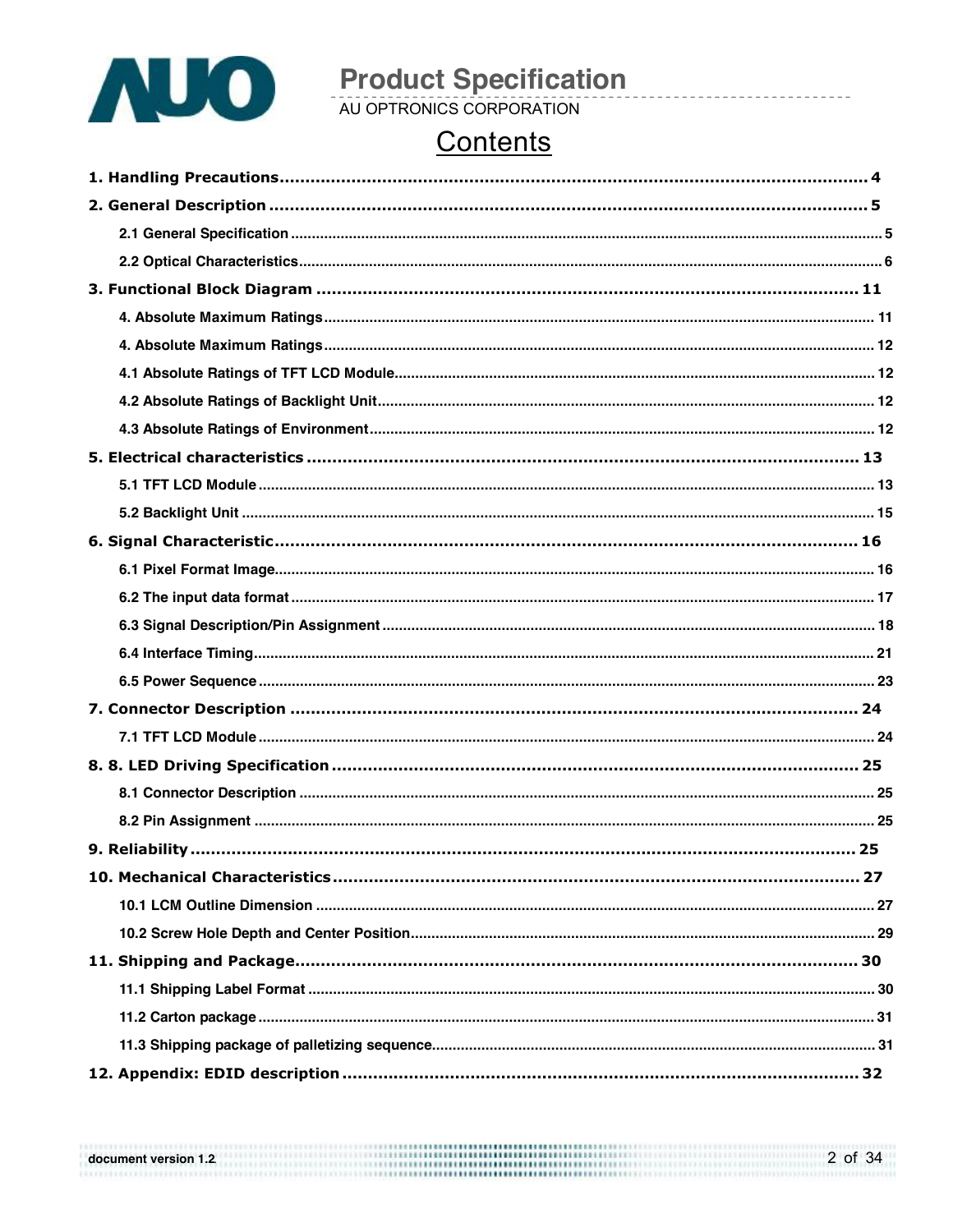# Contents

**1. Handling Precautions** .......... 4

**2. General Description** .......... 5

- 2.1 General Specification .......... 5
- 2.2 Optical Characteristics .......... 6

**3. Functional Block Diagram** .......... 11

- 4. Absolute Maximum Ratings .......... 11
- 4. Absolute Maximum Ratings .......... 12
- 4.1 Absolute Ratings of TFT LCD Module .......... 12
- 4.2 Absolute Ratings of Backlight Unit .......... 12
- 4.3 Absolute Ratings of Environment .......... 12

**5. Electrical characteristics** .......... 13

- 5.1 TFT LCD Module .......... 13
- 5.2 Backlight Unit .......... 15

**6. Signal Characteristic** .......... 16

- 6.1 Pixel Format Image .......... 16
- 6.2 The input data format .......... 17
- 6.3 Signal Description/Pin Assignment .......... 18
- 6.4 Interface Timing .......... 21
- 6.5 Power Sequence .......... 23

**7. Connector Description** .......... 24

- 7.1 TFT LCD Module .......... 24

**8. 8. LED Driving Specification** .......... 25

- 8.1 Connector Description .......... 25
- 8.2 Pin Assignment .......... 25

**9. Reliability** .......... 25

**10. Mechanical Characteristics** .......... 27

- 10.1 LCM Outline Dimension .......... 27
- 10.2 Screw Hole Depth and Center Position .......... 29

**11. Shipping and Package** .......... 30

- 11.1 Shipping Label Format .......... 30
- 11.2 Carton package .......... 31
- 11.3 Shipping package of palletizing sequence .......... 31

**12. Appendix: EDID description** .......... 32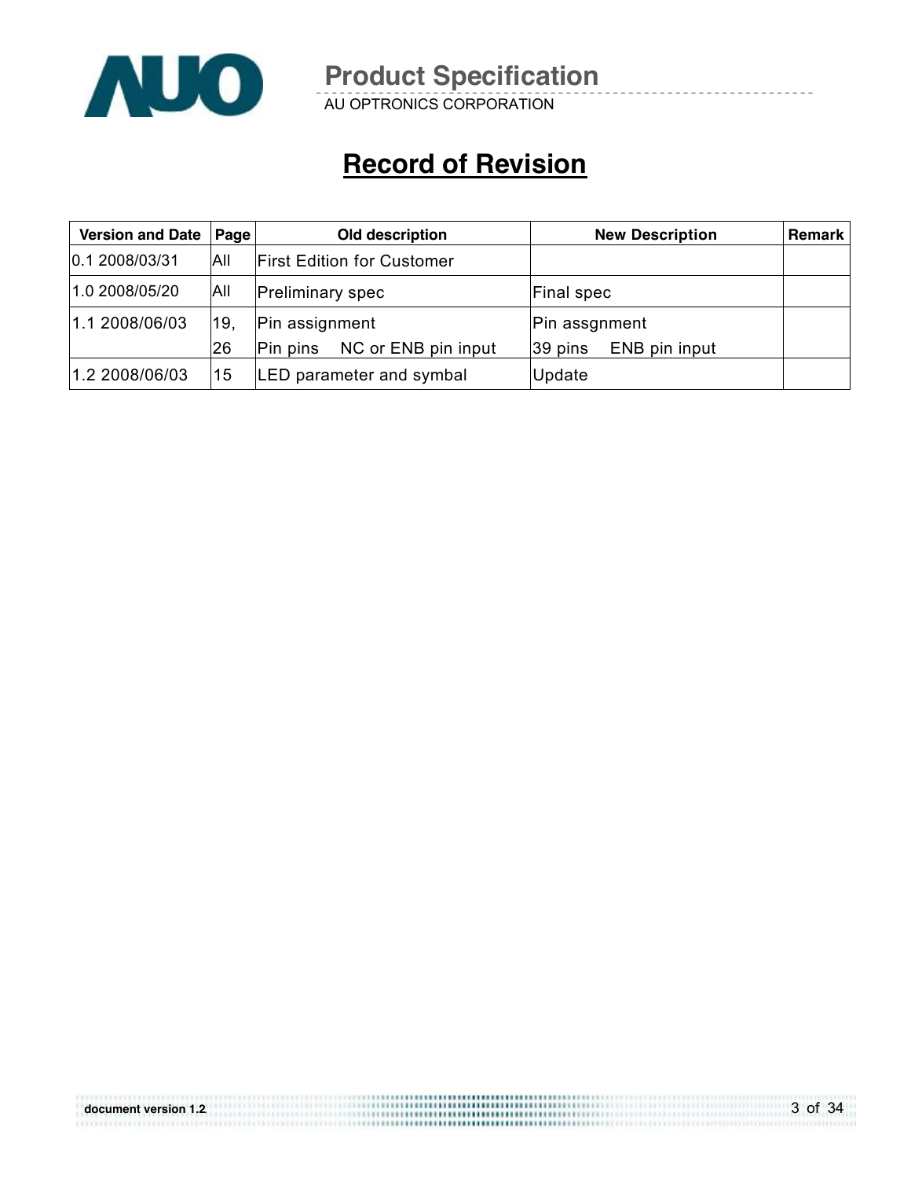# Record of Revision

| Version and Date | Page | Old description | New Description | Remark |
|---|---|---|---|---|
| 0.1 2008/03/31 | All | First Edition for Customer | | |
| 1.0 2008/05/20 | All | Preliminary spec | Final spec | |
| 1.1 2008/06/03 | 19, 26 | Pin assignment<br>Pin pins NC or ENB pin input | Pin assgnment<br>39 pins ENB pin input | |
| 1.2 2008/06/03 | 15 | LED parameter and symbal | Update | |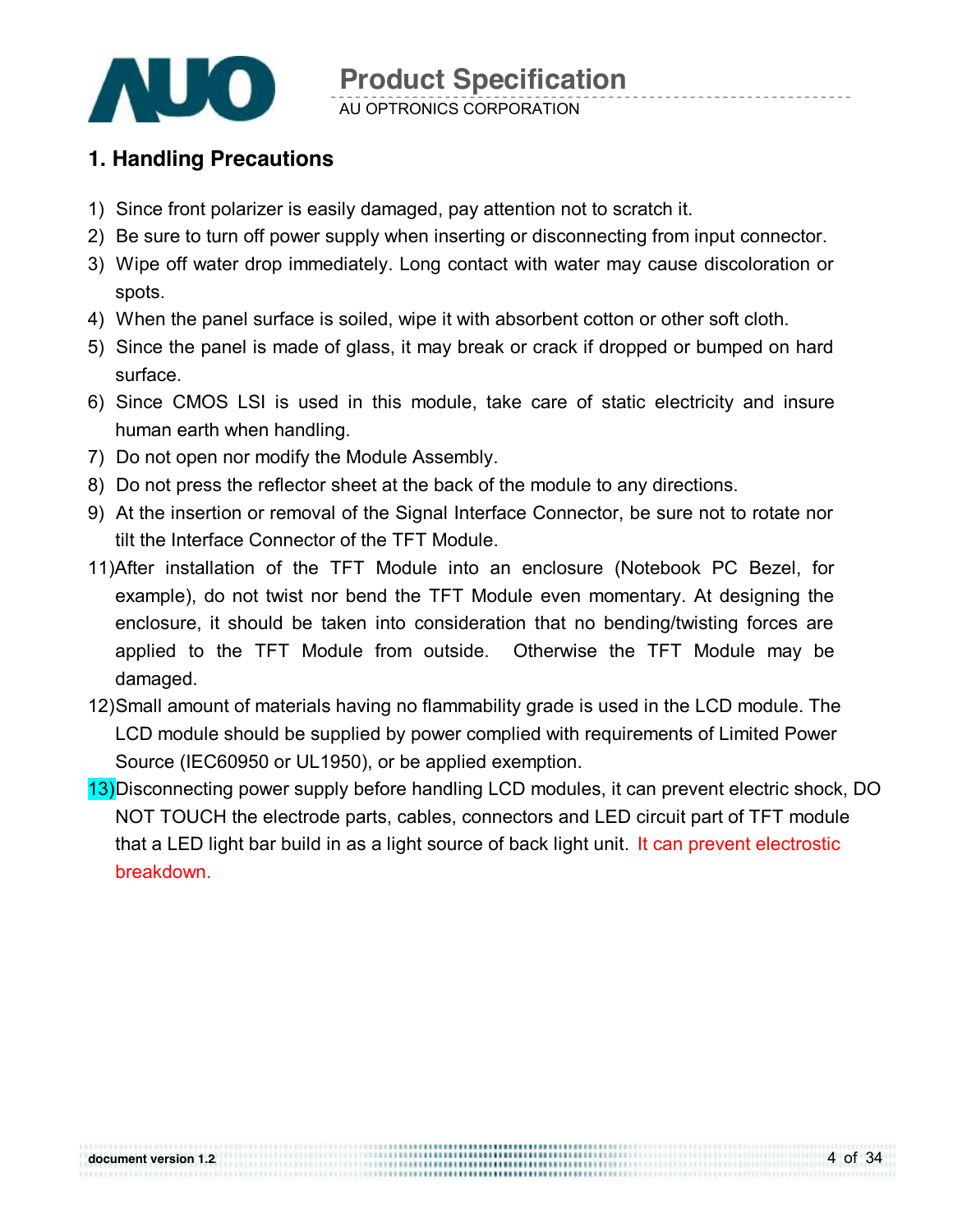# 1. Handling Precautions

1) Since front polarizer is easily damaged, pay attention not to scratch it.
2) Be sure to turn off power supply when inserting or disconnecting from input connector.
3) Wipe off water drop immediately. Long contact with water may cause discoloration or spots.
4) When the panel surface is soiled, wipe it with absorbent cotton or other soft cloth.
5) Since the panel is made of glass, it may break or crack if dropped or bumped on hard surface.
6) Since CMOS LSI is used in this module, take care of static electricity and insure human earth when handling.
7) Do not open nor modify the Module Assembly.
8) Do not press the reflector sheet at the back of the module to any directions.
9) At the insertion or removal of the Signal Interface Connector, be sure not to rotate nor tilt the Interface Connector of the TFT Module.

11) After installation of the TFT Module into an enclosure (Notebook PC Bezel, for example), do not twist nor bend the TFT Module even momentary. At designing the enclosure, it should be taken into consideration that no bending/twisting forces are applied to the TFT Module from outside. Otherwise the TFT Module may be damaged.
12) Small amount of materials having no flammability grade is used in the LCD module. The LCD module should be supplied by power complied with requirements of Limited Power Source (IEC60950 or UL1950), or be applied exemption.
13) Disconnecting power supply before handling LCD modules, it can prevent electric shock, DO NOT TOUCH the electrode parts, cables, connectors and LED circuit part of TFT module that a LED light bar build in as a light source of back light unit. It can prevent electrostic breakdown.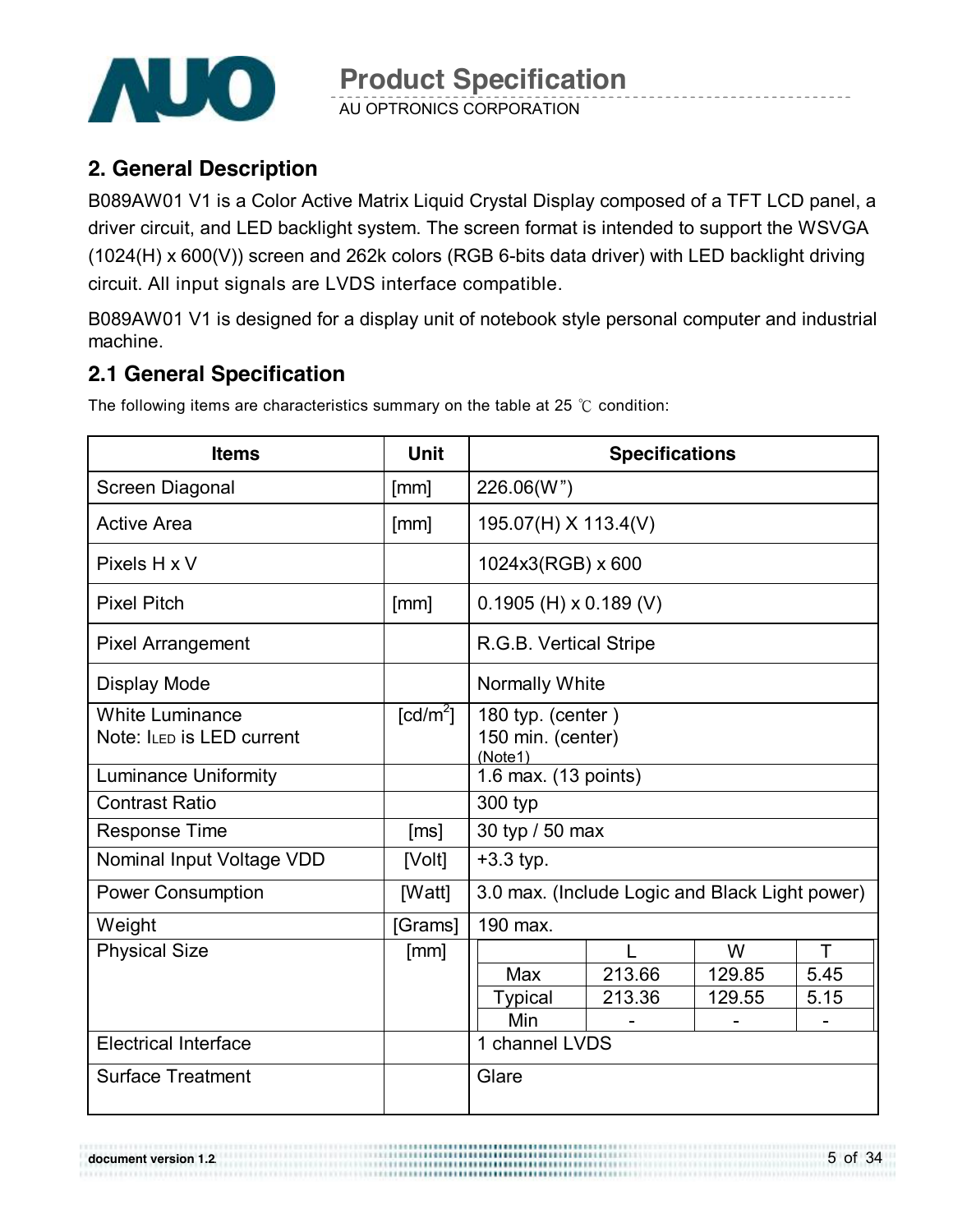## 2. General Description

B089AW01 V1 is a Color Active Matrix Liquid Crystal Display composed of a TFT LCD panel, a driver circuit, and LED backlight system. The screen format is intended to support the WSVGA (1024(H) x 600(V)) screen and 262k colors (RGB 6-bits data driver) with LED backlight driving circuit. All input signals are LVDS interface compatible.

B089AW01 V1 is designed for a display unit of notebook style personal computer and industrial machine.

### 2.1 General Specification

The following items are characteristics summary on the table at 25 ℃ condition:

| Items | Unit | Specifications | | | |
|---|---|---|---|---|---|
| Screen Diagonal | [mm] | 226.06(W”) | | | |
| Active Area | [mm] | 195.07(H) X 113.4(V) | | | |
| Pixels H x V | | 1024x3(RGB) x 600 | | | |
| Pixel Pitch | [mm] | 0.1905 (H) x 0.189 (V) | | | |
| Pixel Arrangement | | R.G.B. Vertical Stripe | | | |
| Display Mode | | Normally White | | | |
| White Luminance<br>Note: $I_{LED}$ is LED current | [cd/m$^2$] | 180 typ. (center )<br>150 min. (center)<br>(Note1) | | | |
| Luminance Uniformity | | 1.6 max. (13 points) | | | |
| Contrast Ratio | | 300 typ | | | |
| Response Time | [ms] | 30 typ / 50 max | | | |
| Nominal Input Voltage VDD | [Volt] | +3.3 typ. | | | |
| Power Consumption | [Watt] | 3.0 max. (Include Logic and Black Light power) | | | |
| Weight | [Grams] | 190 max. | | | |
| Physical Size | [mm] | | L | W | T |
| | | Max | 213.66 | 129.85 | 5.45 |
| | | Typical | 213.36 | 129.55 | 5.15 |
| | | Min | - | - | - |
| Electrical Interface | | 1 channel LVDS | | | |
| Surface Treatment | | Glare | | | |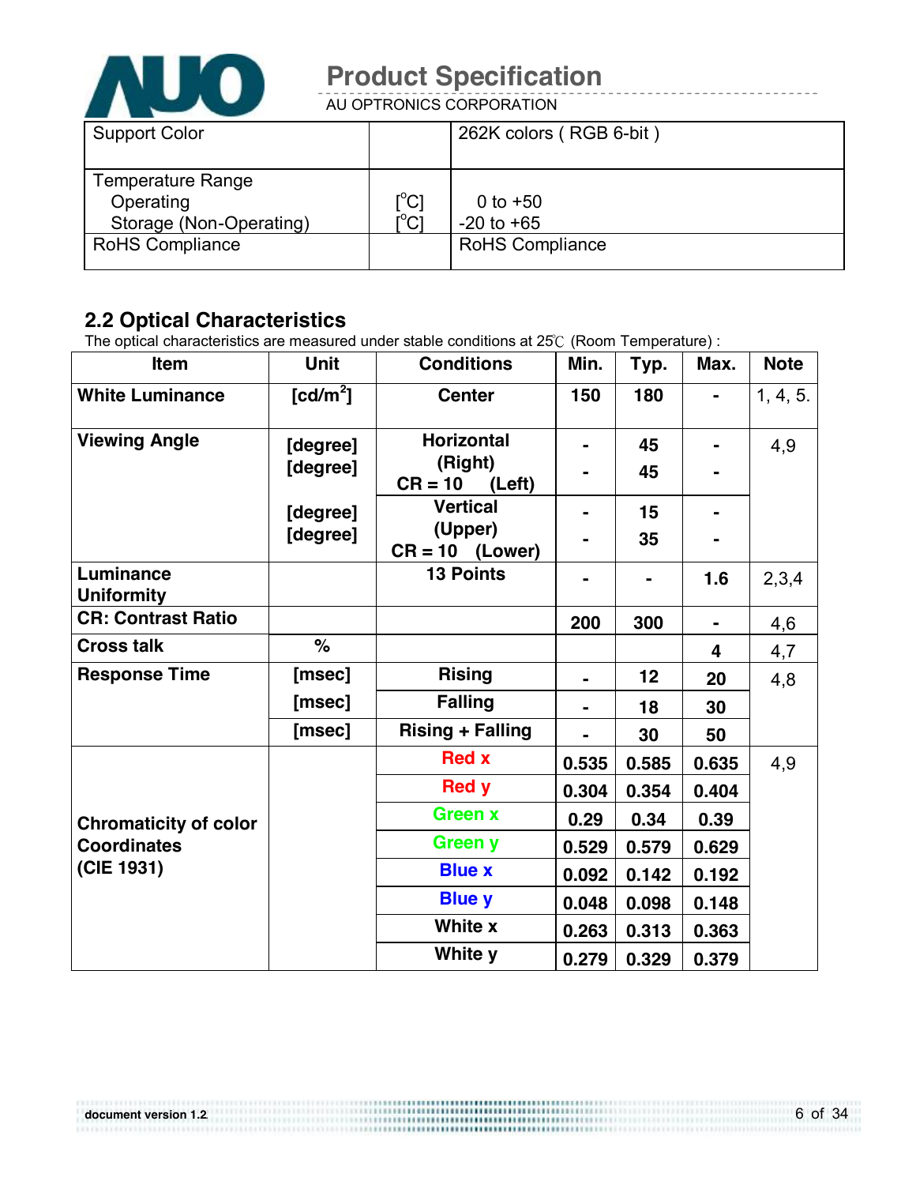| Support Color | | 262K colors ( RGB 6-bit ) |
|---|---|---|
| Temperature Range<br>Operating<br>Storage (Non-Operating) | <br>[°C]<br>[°C] | <br>0 to +50<br>-20 to +65 |
| RoHS Compliance | | RoHS Compliance |

## 2.2 Optical Characteristics

The optical characteristics are measured under stable conditions at 25℃ (Room Temperature) :

| Item | Unit | Conditions | | Min. | Typ. | Max. | Note |
|---|---|---|---|---|---|---|---|
| **White Luminance** | [cd/m²] | **Center** | | **150** | **180** | **-** | 1, 4, 5. |
| **Viewing Angle** | [degree] | **Horizontal CR = 10** | **(Right)** | **-** | **45** | **-** | 4,9 |
| | [degree] | | **(Left)** | **-** | **45** | **-** | |
| | [degree] | **Vertical CR = 10** | **(Upper)** | **-** | **15** | **-** | |
| | [degree] | | **(Lower)** | **-** | **35** | **-** | |
| **Luminance Uniformity** | | **13 Points** | | **-** | **-** | **1.6** | 2,3,4 |
| **CR: Contrast Ratio** | | | | **200** | **300** | **-** | 4,6 |
| **Cross talk** | **%** | | | | | **4** | 4,7 |
| **Response Time** | [msec] | **Rising** | | **-** | **12** | **20** | 4,8 |
| | [msec] | **Falling** | | **-** | **18** | **30** | |
| | [msec] | **Rising + Falling** | | **-** | **30** | **50** | |
| **Chromaticity of color Coordinates (CIE 1931)** | | **Red x** | | **0.535** | **0.585** | **0.635** | 4,9 |
| | | **Red y** | | **0.304** | **0.354** | **0.404** | |
| | | **Green x** | | **0.29** | **0.34** | **0.39** | |
| | | **Green y** | | **0.529** | **0.579** | **0.629** | |
| | | **Blue x** | | **0.092** | **0.142** | **0.192** | |
| | | **Blue y** | | **0.048** | **0.098** | **0.148** | |
| | | **White x** | | **0.263** | **0.313** | **0.363** | |
| | | **White y** | | **0.279** | **0.329** | **0.379** | |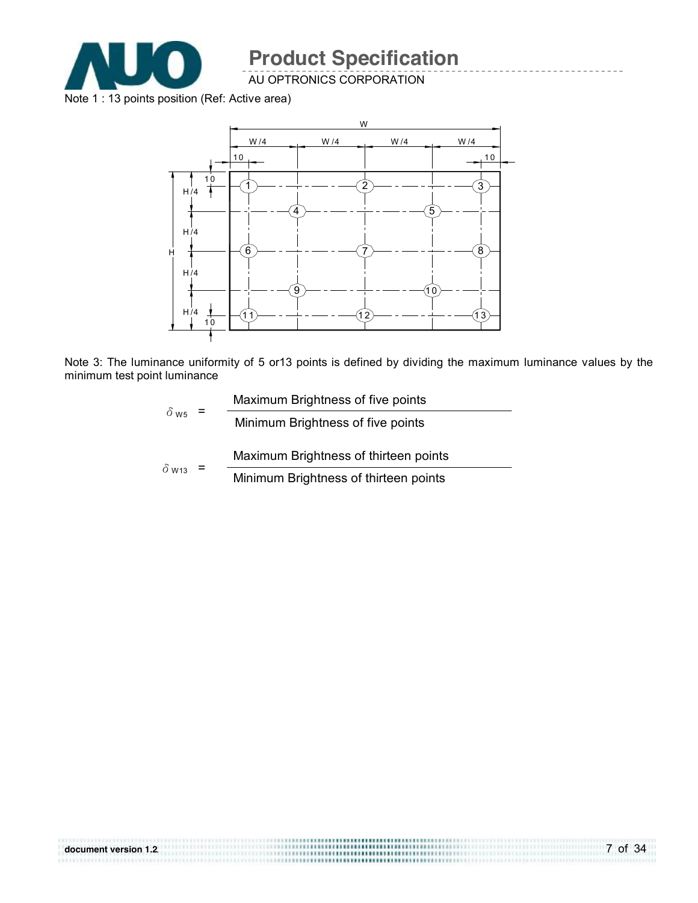Note 1 : 13 points position (Ref: Active area)

Note 3: The luminance uniformity of 5 or13 points is defined by dividing the maximum luminance values by the minimum test point luminance

$$\delta_{W5} = \frac{\text{Maximum Brightness of five points}}{\text{Minimum Brightness of five points}}$$

$$\delta_{W13} = \frac{\text{Maximum Brightness of thirteen points}}{\text{Minimum Brightness of thirteen points}}$$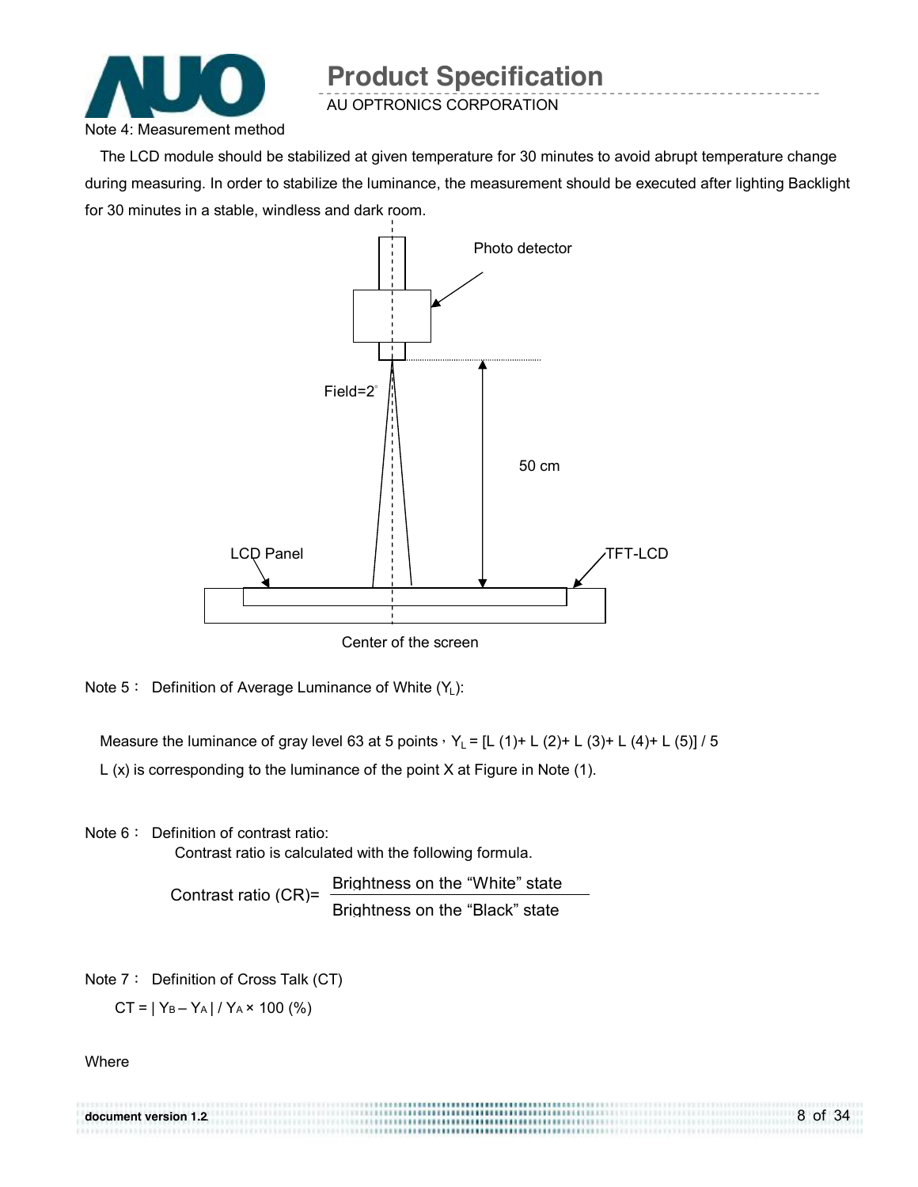Note 4: Measurement method

The LCD module should be stabilized at given temperature for 30 minutes to avoid abrupt temperature change during measuring. In order to stabilize the luminance, the measurement should be executed after lighting Backlight for 30 minutes in a stable, windless and dark room.

Photo detector

Field=2°

50 cm

LCD Panel

TFT-LCD

Center of the screen

Note 5： Definition of Average Luminance of White ($Y_L$):

Measure the luminance of gray level 63 at 5 points，$Y_L$ = [L (1)+ L (2)+ L (3)+ L (4)+ L (5)] / 5

L (x) is corresponding to the luminance of the point X at Figure in Note (1).

Note 6： Definition of contrast ratio:

Contrast ratio is calculated with the following formula.

$$\text{Contrast ratio (CR)} = \frac{\text{Brightness on the "White" state}}{\text{Brightness on the "Black" state}}$$

Note 7： Definition of Cross Talk (CT)

$$CT = | Y_B - Y_A | / Y_A \times 100\ (\%)$$

Where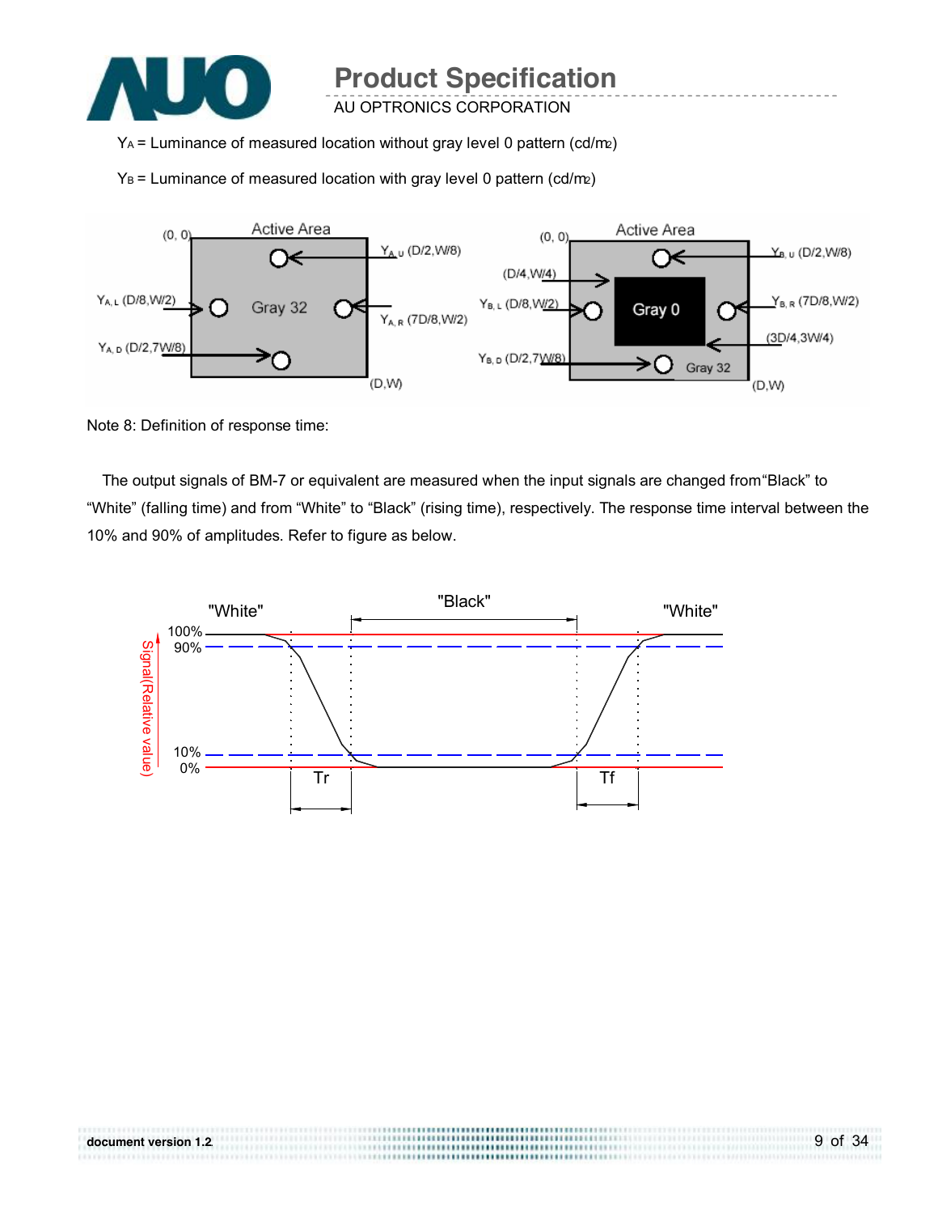$Y_A$ = Luminance of measured location without gray level 0 pattern (cd/m2)

$Y_B$ = Luminance of measured location with gray level 0 pattern (cd/m2)

Note 8: Definition of response time:

The output signals of BM-7 or equivalent are measured when the input signals are changed from"Black" to "White" (falling time) and from "White" to "Black" (rising time), respectively. The response time interval between the 10% and 90% of amplitudes. Refer to figure as below.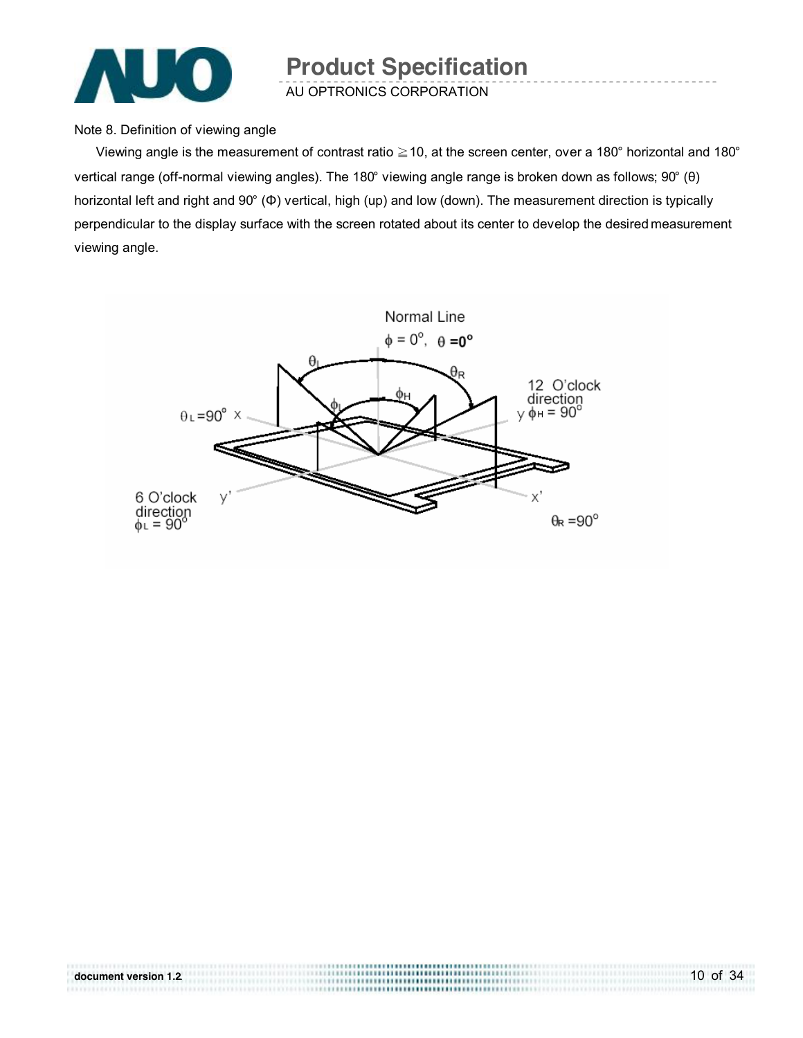Note 8. Definition of viewing angle

Viewing angle is the measurement of contrast ratio ≧10, at the screen center, over a 180° horizontal and 180° vertical range (off-normal viewing angles). The 180° viewing angle range is broken down as follows; 90° (θ) horizontal left and right and 90° (Φ) vertical, high (up) and low (down). The measurement direction is typically perpendicular to the display surface with the screen rotated about its center to develop the desired measurement viewing angle.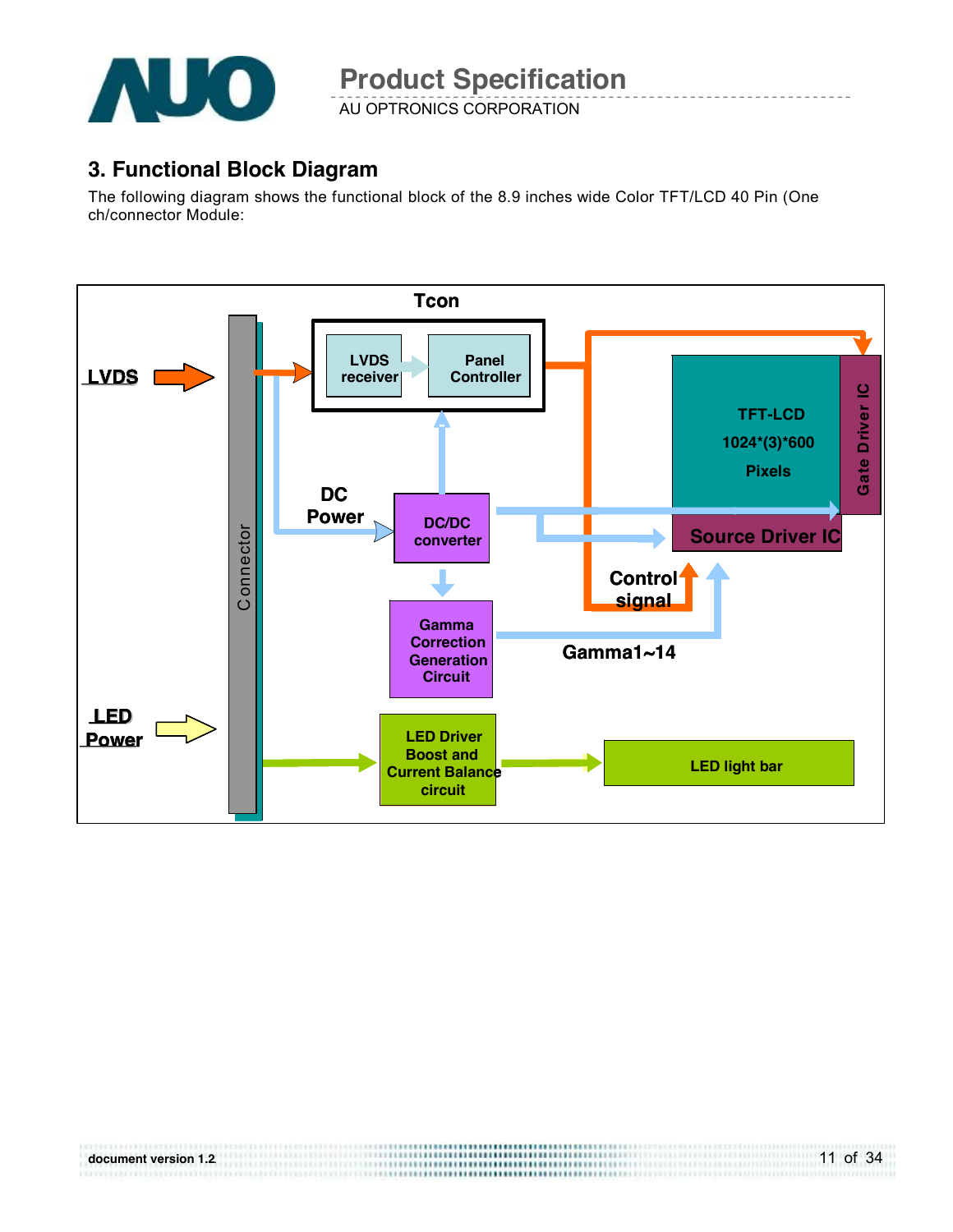## 3. Functional Block Diagram

The following diagram shows the functional block of the 8.9 inches wide Color TFT/LCD 40 Pin (One ch/connector Module:

Tcon

LVDS

LVDS receiver

Panel Controller

Connector

DC Power

DC/DC converter

Gamma Correction Generation Circuit

TFT-LCD
1024*(3)*600
Pixels

Gate Driver IC

Source Driver IC

Control signal

Gamma1~14

LED Power

LED Driver Boost and Current Balance circuit

LED light bar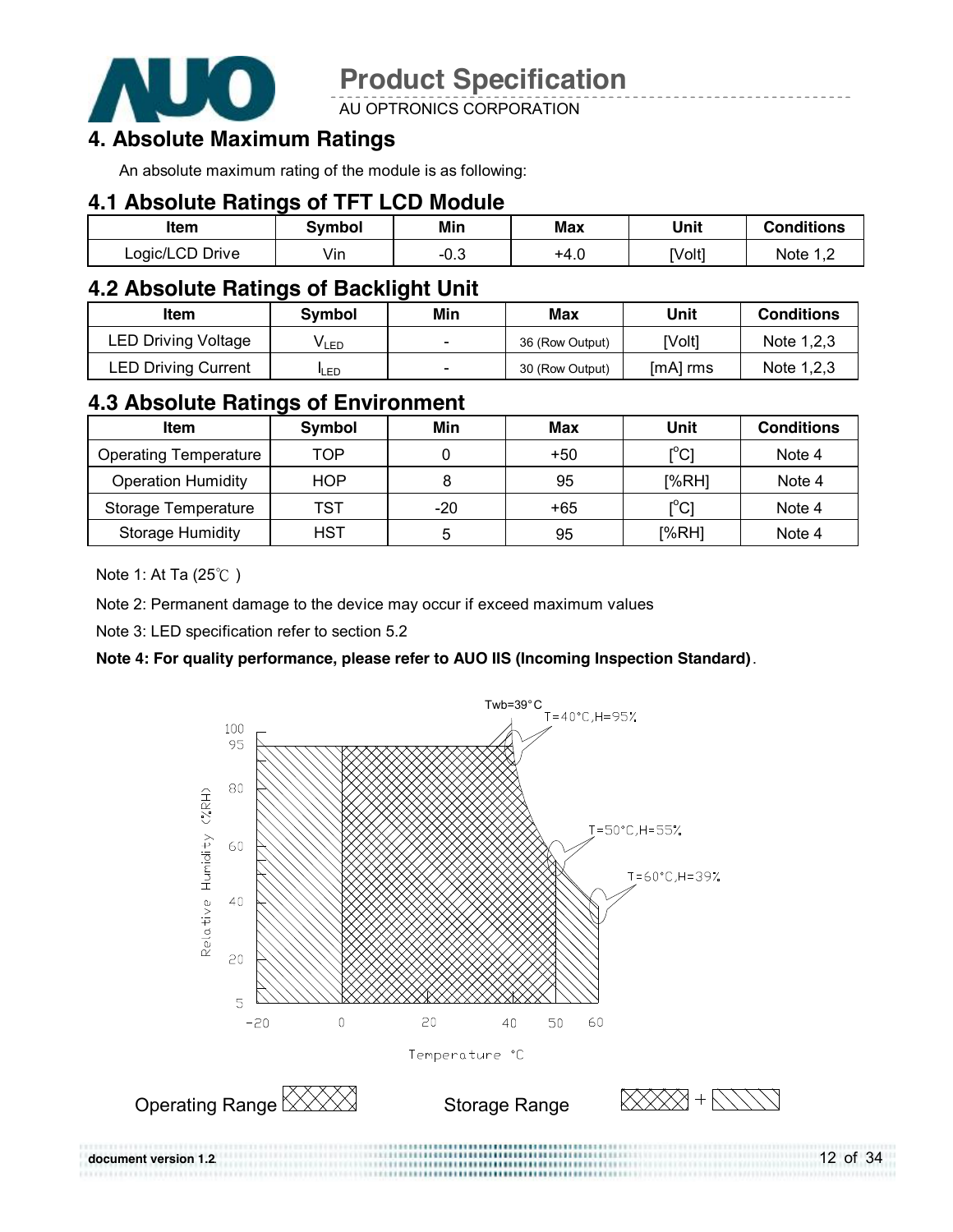# 4. Absolute Maximum Ratings

An absolute maximum rating of the module is as following:

## 4.1 Absolute Ratings of TFT LCD Module

| Item | Symbol | Min | Max | Unit | Conditions |
|---|---|---|---|---|---|
| Logic/LCD Drive | Vin | -0.3 | +4.0 | [Volt] | Note 1,2 |

## 4.2 Absolute Ratings of Backlight Unit

| Item | Symbol | Min | Max | Unit | Conditions |
|---|---|---|---|---|---|
| LED Driving Voltage | $V_{LED}$ | - | 36 (Row Output) | [Volt] | Note 1,2,3 |
| LED Driving Current | $I_{LED}$ | - | 30 (Row Output) | [mA] rms | Note 1,2,3 |

## 4.3 Absolute Ratings of Environment

| Item | Symbol | Min | Max | Unit | Conditions |
|---|---|---|---|---|---|
| Operating Temperature | TOP | 0 | +50 | [°C] | Note 4 |
| Operation Humidity | HOP | 8 | 95 | [%RH] | Note 4 |
| Storage Temperature | TST | -20 | +65 | [°C] | Note 4 |
| Storage Humidity | HST | 5 | 95 | [%RH] | Note 4 |

Note 1: At Ta (25℃ )

Note 2: Permanent damage to the device may occur if exceed maximum values

Note 3: LED specification refer to section 5.2

**Note 4: For quality performance, please refer to AUO IIS (Incoming Inspection Standard)**.

Twb=39°C

T=40°C,H=95%

T=50°C,H=55%

T=60°C,H=39%

Relative Humidity (%RH)

Temperature °C

Operating Range

Storage Range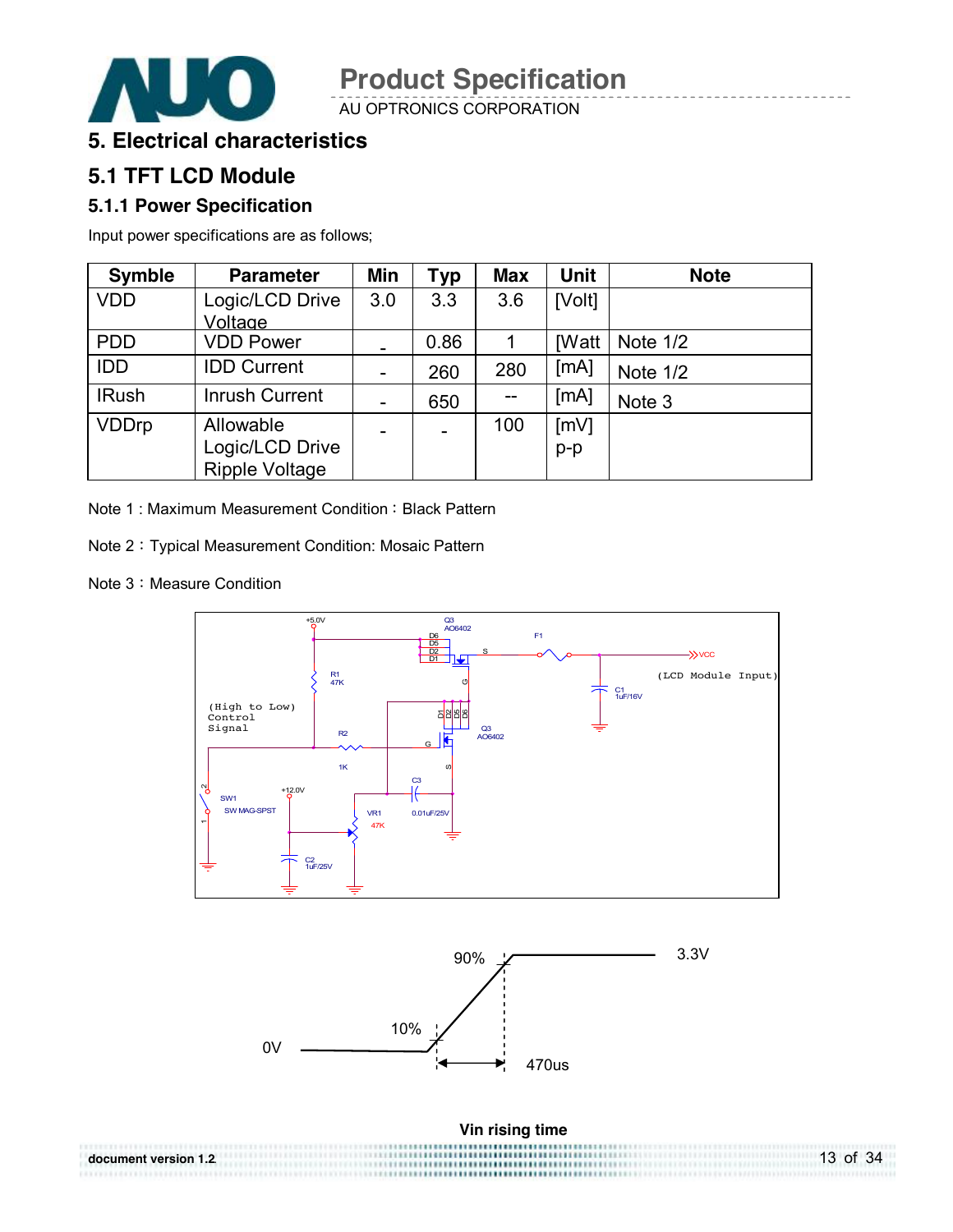# 5. Electrical characteristics

## 5.1 TFT LCD Module

### 5.1.1 Power Specification

Input power specifications are as follows;

| Symble | Parameter | Min | Typ | Max | Unit | Note |
|---|---|---|---|---|---|---|
| VDD | Logic/LCD Drive Voltage | 3.0 | 3.3 | 3.6 | [Volt] | |
| PDD | VDD Power | - | 0.86 | 1 | [Watt | Note 1/2 |
| IDD | IDD Current | - | 260 | 280 | [mA] | Note 1/2 |
| IRush | Inrush Current | - | 650 | -- | [mA] | Note 3 |
| VDDrp | Allowable Logic/LCD Drive Ripple Voltage | - | - | 100 | [mV] p-p | |

Note 1 : Maximum Measurement Condition：Black Pattern

Note 2：Typical Measurement Condition: Mosaic Pattern

Note 3：Measure Condition

Vin rising time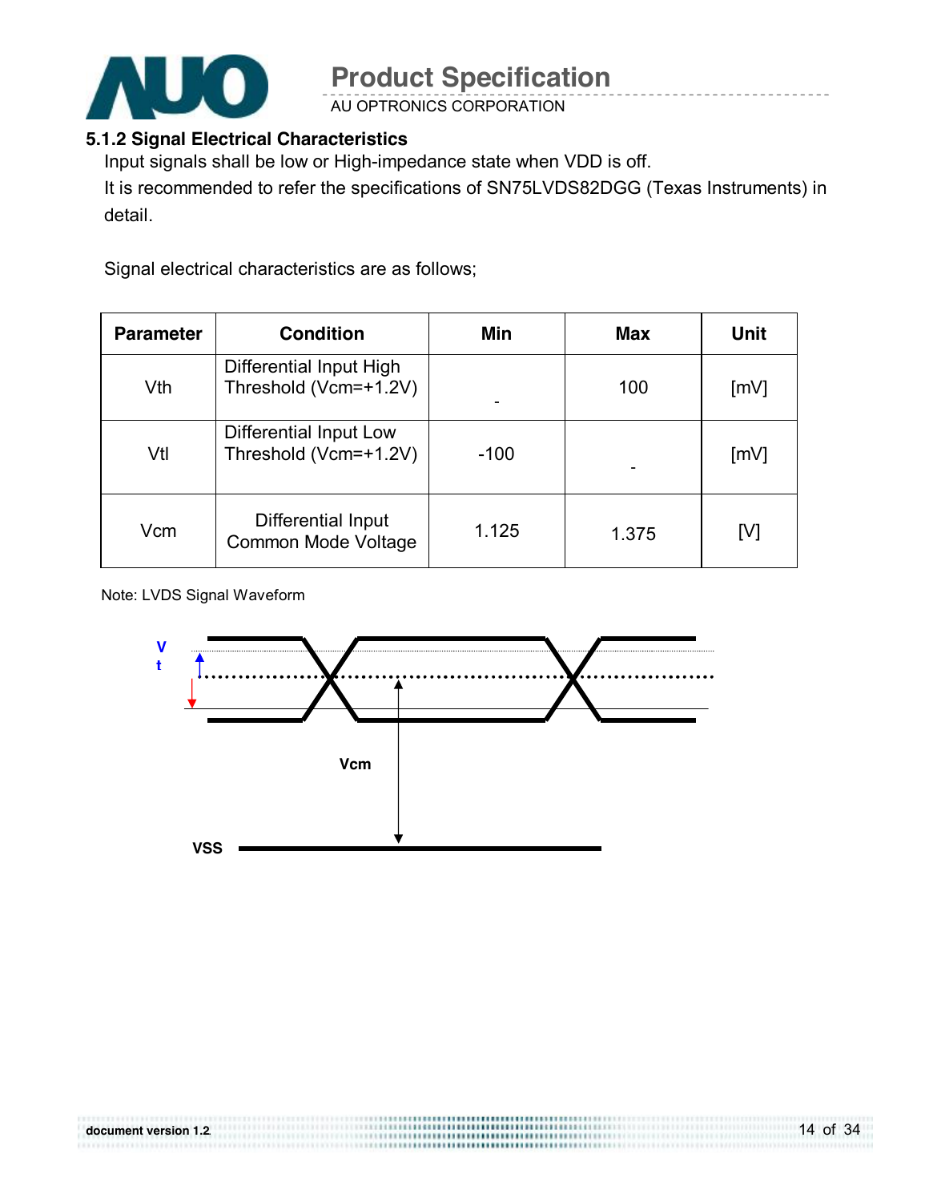### 5.1.2 Signal Electrical Characteristics

Input signals shall be low or High-impedance state when VDD is off.

It is recommended to refer the specifications of SN75LVDS82DGG (Texas Instruments) in detail.

Signal electrical characteristics are as follows;

| Parameter | Condition | Min | Max | Unit |
|---|---|---|---|---|
| Vth | Differential Input High Threshold (Vcm=+1.2V) | - | 100 | [mV] |
| Vtl | Differential Input Low Threshold (Vcm=+1.2V) | -100 | - | [mV] |
| Vcm | Differential Input Common Mode Voltage | 1.125 | 1.375 | [V] |

Note: LVDS Signal Waveform

Vt

Vcm

VSS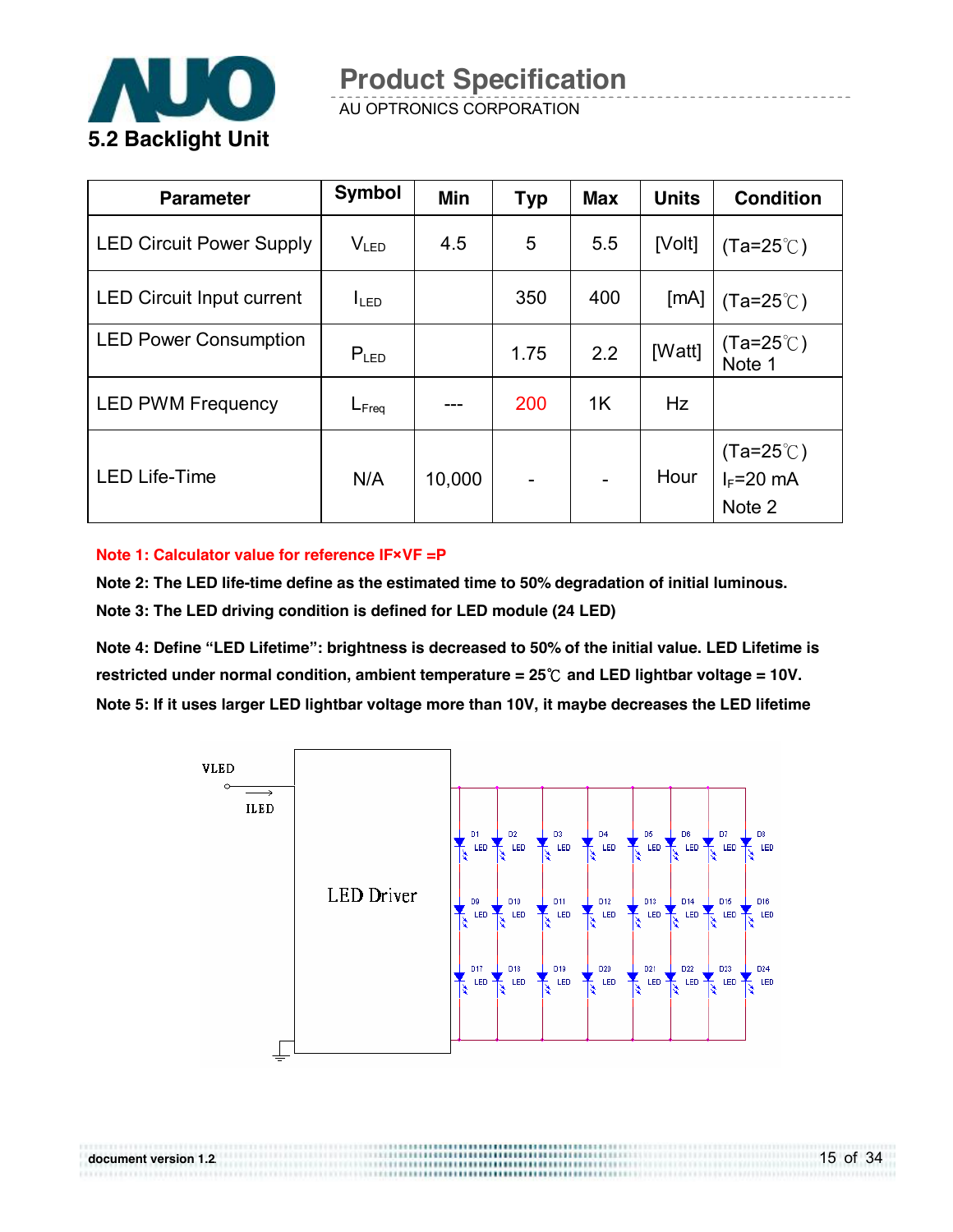## 5.2 Backlight Unit

| Parameter | Symbol | Min | Typ | Max | Units | Condition |
|---|---|---|---|---|---|---|
| LED Circuit Power Supply | $V_{LED}$ | 4.5 | 5 | 5.5 | [Volt] | (Ta=25℃) |
| LED Circuit Input current | $I_{LED}$ | | 350 | 400 | [mA] | (Ta=25℃) |
| LED Power Consumption | $P_{LED}$ | | 1.75 | 2.2 | [Watt] | (Ta=25℃) Note 1 |
| LED PWM Frequency | $L_{Freq}$ | --- | 200 | 1K | Hz | |
| LED Life-Time | N/A | 10,000 | - | - | Hour | (Ta=25℃) $I_F$=20 mA Note 2 |

**Note 1: Calculator value for reference IF×VF =P**

**Note 2: The LED life-time define as the estimated time to 50% degradation of initial luminous.**

**Note 3: The LED driving condition is defined for LED module (24 LED)**

**Note 4: Define "LED Lifetime": brightness is decreased to 50% of the initial value. LED Lifetime is restricted under normal condition, ambient temperature = 25℃ and LED lightbar voltage = 10V.**

**Note 5: If it uses larger LED lightbar voltage more than 10V, it maybe decreases the LED lifetime**

VLED

ILED

LED Driver

D1 LED D2 LED D3 LED D4 LED D5 LED D6 LED D7 LED D8 LED

D9 LED D10 LED D11 LED D12 LED D13 LED D14 LED D15 LED D16 LED

D17 LED D18 LED D19 LED D20 LED D21 LED D22 LED D23 LED D24 LED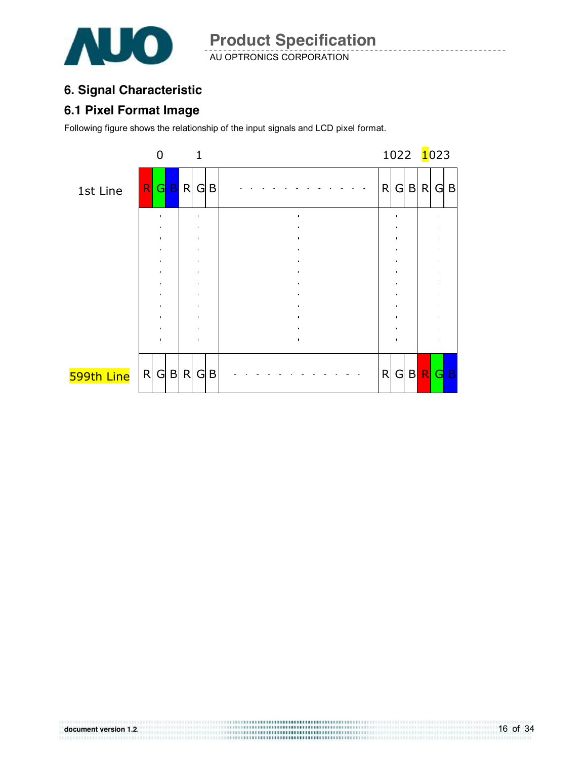# 6. Signal Characteristic

## 6.1 Pixel Format Image

Following figure shows the relationship of the input signals and LCD pixel format.

| | 0 | | | 1 | | | | 1022 | | | 1023 | | |
|---|---|---|---|---|---|---|---|---|---|---|---|---|---|
| 1st Line | R | G | B | R | G | B | - - - - - - - - - - - - | R | G | B | R | G | B |
| | : | | | : | | | : | : | | | : | | |
| 599th Line | R | G | B | R | G | B | - - - - - - - - - - - - | R | G | B | R | G | B |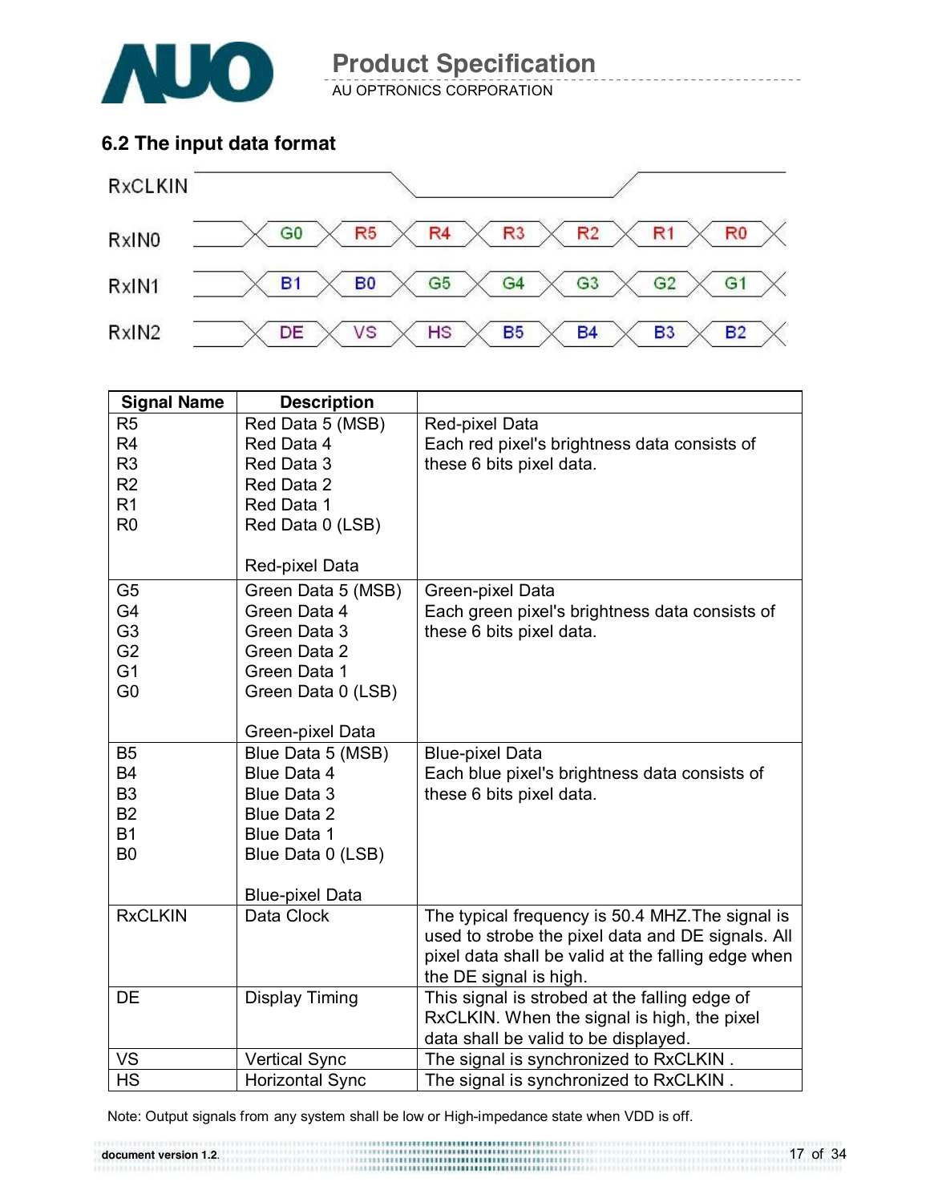## 6.2 The input data format

| | | | | | | | |
|---|---|---|---|---|---|---|---|
| RxCLKIN | | | | | | | |
| RxIN0 | G0 | R5 | R4 | R3 | R2 | R1 | R0 |
| RxIN1 | B1 | B0 | G5 | G4 | G3 | G2 | G1 |
| RxIN2 | DE | VS | HS | B5 | B4 | B3 | B2 |

| Signal Name | Description | |
|---|---|---|
| R5<br>R4<br>R3<br>R2<br>R1<br>R0 | Red Data 5 (MSB)<br>Red Data 4<br>Red Data 3<br>Red Data 2<br>Red Data 1<br>Red Data 0 (LSB)<br><br>Red-pixel Data | Red-pixel Data<br>Each red pixel's brightness data consists of these 6 bits pixel data. |
| G5<br>G4<br>G3<br>G2<br>G1<br>G0 | Green Data 5 (MSB)<br>Green Data 4<br>Green Data 3<br>Green Data 2<br>Green Data 1<br>Green Data 0 (LSB)<br><br>Green-pixel Data | Green-pixel Data<br>Each green pixel's brightness data consists of these 6 bits pixel data. |
| B5<br>B4<br>B3<br>B2<br>B1<br>B0 | Blue Data 5 (MSB)<br>Blue Data 4<br>Blue Data 3<br>Blue Data 2<br>Blue Data 1<br>Blue Data 0 (LSB)<br><br>Blue-pixel Data | Blue-pixel Data<br>Each blue pixel's brightness data consists of these 6 bits pixel data. |
| RxCLKIN | Data Clock | The typical frequency is 50.4 MHZ.The signal is used to strobe the pixel data and DE signals. All pixel data shall be valid at the falling edge when the DE signal is high. |
| DE | Display Timing | This signal is strobed at the falling edge of RxCLKIN. When the signal is high, the pixel data shall be valid to be displayed. |
| VS | Vertical Sync | The signal is synchronized to RxCLKIN . |
| HS | Horizontal Sync | The signal is synchronized to RxCLKIN . |

Note: Output signals from any system shall be low or High-impedance state when VDD is off.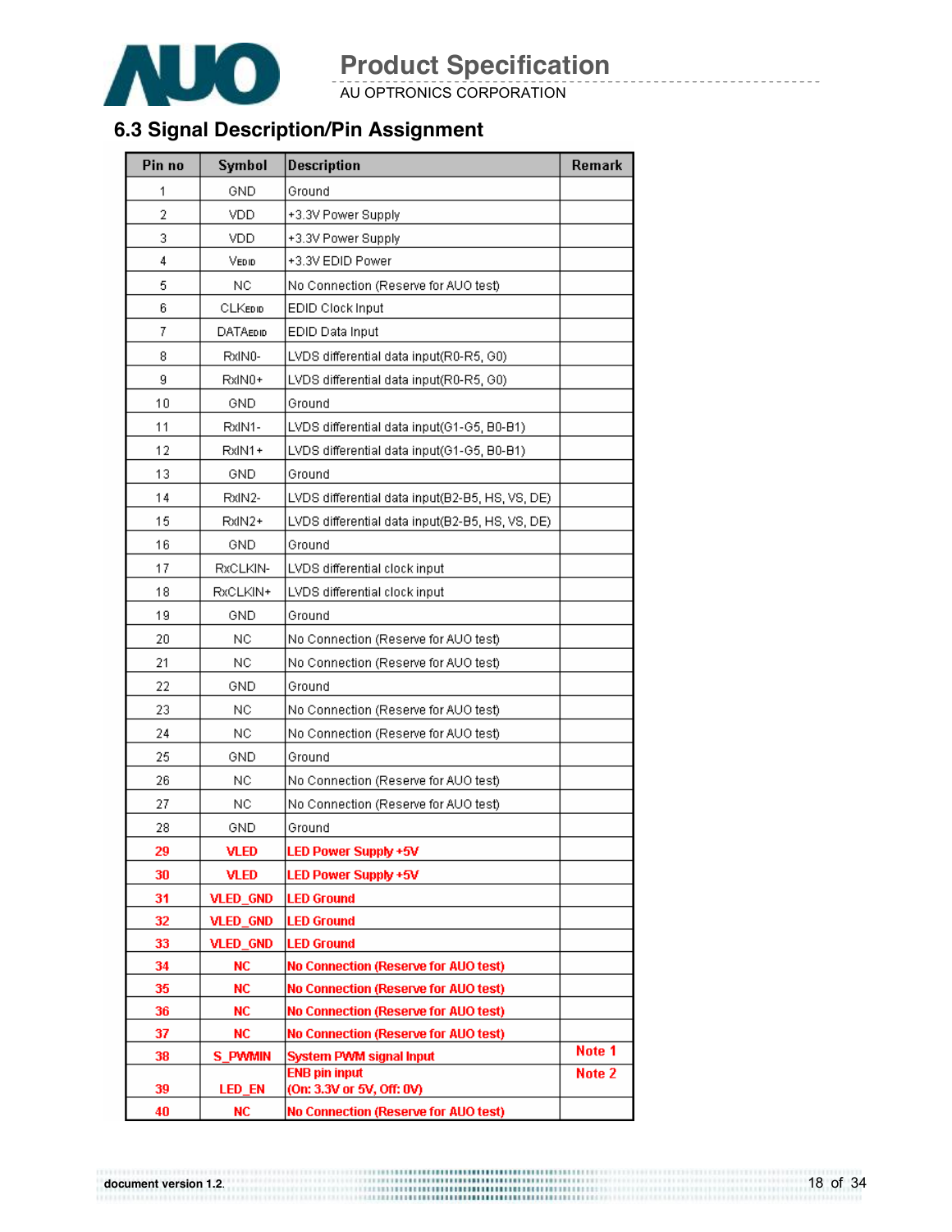## 6.3 Signal Description/Pin Assignment

| Pin no | Symbol | Description | Remark |
|---|---|---|---|
| 1 | GND | Ground | |
| 2 | VDD | +3.3V Power Supply | |
| 3 | VDD | +3.3V Power Supply | |
| 4 | $V_{EDID}$ | +3.3V EDID Power | |
| 5 | NC | No Connection (Reserve for AUO test) | |
| 6 | $CLK_{EDID}$ | EDID Clock Input | |
| 7 | $DATA_{EDID}$ | EDID Data Input | |
| 8 | RxIN0- | LVDS differential data input(R0-R5, G0) | |
| 9 | RxIN0+ | LVDS differential data input(R0-R5, G0) | |
| 10 | GND | Ground | |
| 11 | RxIN1- | LVDS differential data input(G1-G5, B0-B1) | |
| 12 | RxIN1+ | LVDS differential data input(G1-G5, B0-B1) | |
| 13 | GND | Ground | |
| 14 | RxIN2- | LVDS differential data input(B2-B5, HS, VS, DE) | |
| 15 | RxIN2+ | LVDS differential data input(B2-B5, HS, VS, DE) | |
| 16 | GND | Ground | |
| 17 | RxCLKIN- | LVDS differential clock input | |
| 18 | RxCLKIN+ | LVDS differential clock input | |
| 19 | GND | Ground | |
| 20 | NC | No Connection (Reserve for AUO test) | |
| 21 | NC | No Connection (Reserve for AUO test) | |
| 22 | GND | Ground | |
| 23 | NC | No Connection (Reserve for AUO test) | |
| 24 | NC | No Connection (Reserve for AUO test) | |
| 25 | GND | Ground | |
| 26 | NC | No Connection (Reserve for AUO test) | |
| 27 | NC | No Connection (Reserve for AUO test) | |
| 28 | GND | Ground | |
| **29** | **VLED** | **LED Power Supply +5V** | |
| **30** | **VLED** | **LED Power Supply +5V** | |
| **31** | **VLED_GND** | **LED Ground** | |
| **32** | **VLED_GND** | **LED Ground** | |
| **33** | **VLED_GND** | **LED Ground** | |
| **34** | **NC** | **No Connection (Reserve for AUO test)** | |
| **35** | **NC** | **No Connection (Reserve for AUO test)** | |
| **36** | **NC** | **No Connection (Reserve for AUO test)** | |
| **37** | **NC** | **No Connection (Reserve for AUO test)** | |
| **38** | **S_PWMIN** | **System PWM signal Input** | **Note 1** |
| **39** | **LED_EN** | **ENB pin input (On: 3.3V or 5V, Off: 0V)** | **Note 2** |
| **40** | **NC** | **No Connection (Reserve for AUO test)** | |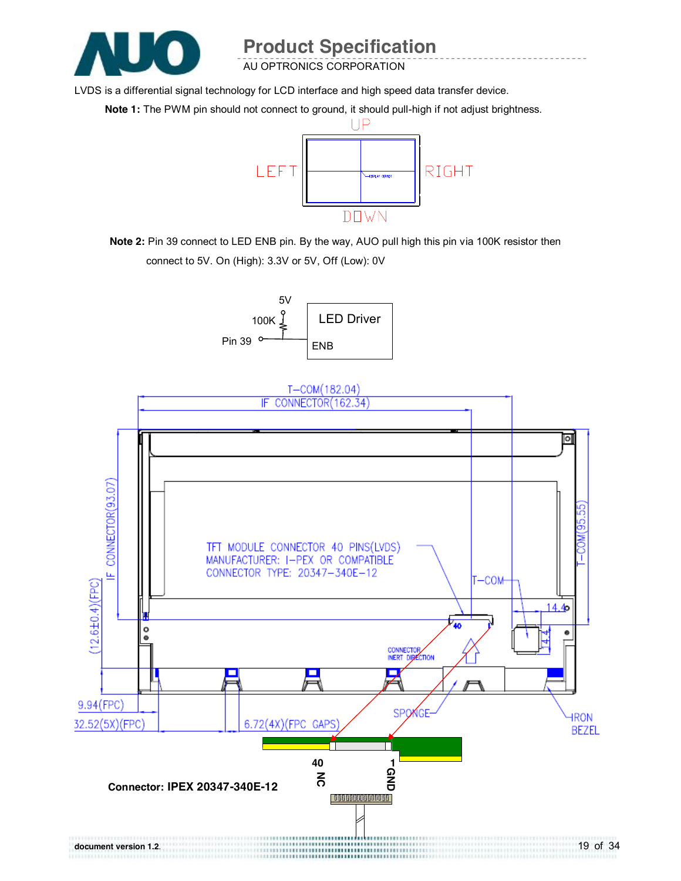LVDS is a differential signal technology for LCD interface and high speed data transfer device.

**Note 1:** The PWM pin should not connect to ground, it should pull-high if not adjust brightness.

UP

LEFT RIGHT

DOWN

**Note 2:** Pin 39 connect to LED ENB pin. By the way, AUO pull high this pin via 100K resistor then connect to 5V. On (High): 3.3V or 5V, Off (Low): 0V

5V

100K

Pin 39

LED Driver

ENB

T-COM(182.04)

IF CONNECTOR(162.34)

IF CONNECTOR(93.07)

T-COM(95.55)

(12.6±0.4)(FPC)

TFT MODULE CONNECTOR 40 PINS(LVDS)
MANUFACTURER: I-PEX OR COMPATIBLE
CONNECTOR TYPE: 20347-340E-12

T-COM

14.4

14.4

40

CONNECTOR INERT DIRECTION

9.94(FPC)

32.52(5X)(FPC)

6.72(4X)(FPC GAPS)

SPONGE

IRON BEZEL

**Connector: IPEX 20347-340E-12**

40 NC

1 GND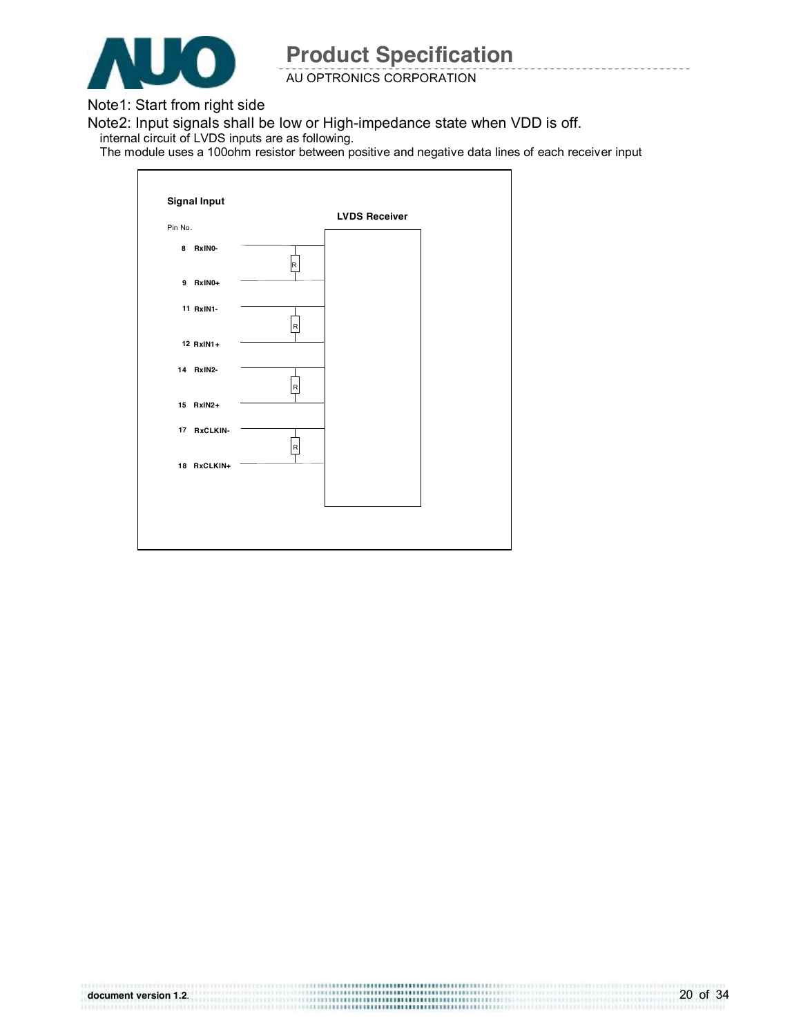Note1: Start from right side

Note2: Input signals shall be low or High-impedance state when VDD is off.

internal circuit of LVDS inputs are as following.

The module uses a 100ohm resistor between positive and negative data lines of each receiver input

**Signal Input**

**LVDS Receiver**

Pin No.

| Pin No. | Signal |
|---|---|
| 8 | RxIN0- |
| 9 | RxIN0+ |
| 11 | RxIN1- |
| 12 | RxIN1+ |
| 14 | RxIN2- |
| 15 | RxIN2+ |
| 17 | RxCLKIN- |
| 18 | RxCLKIN+ |

R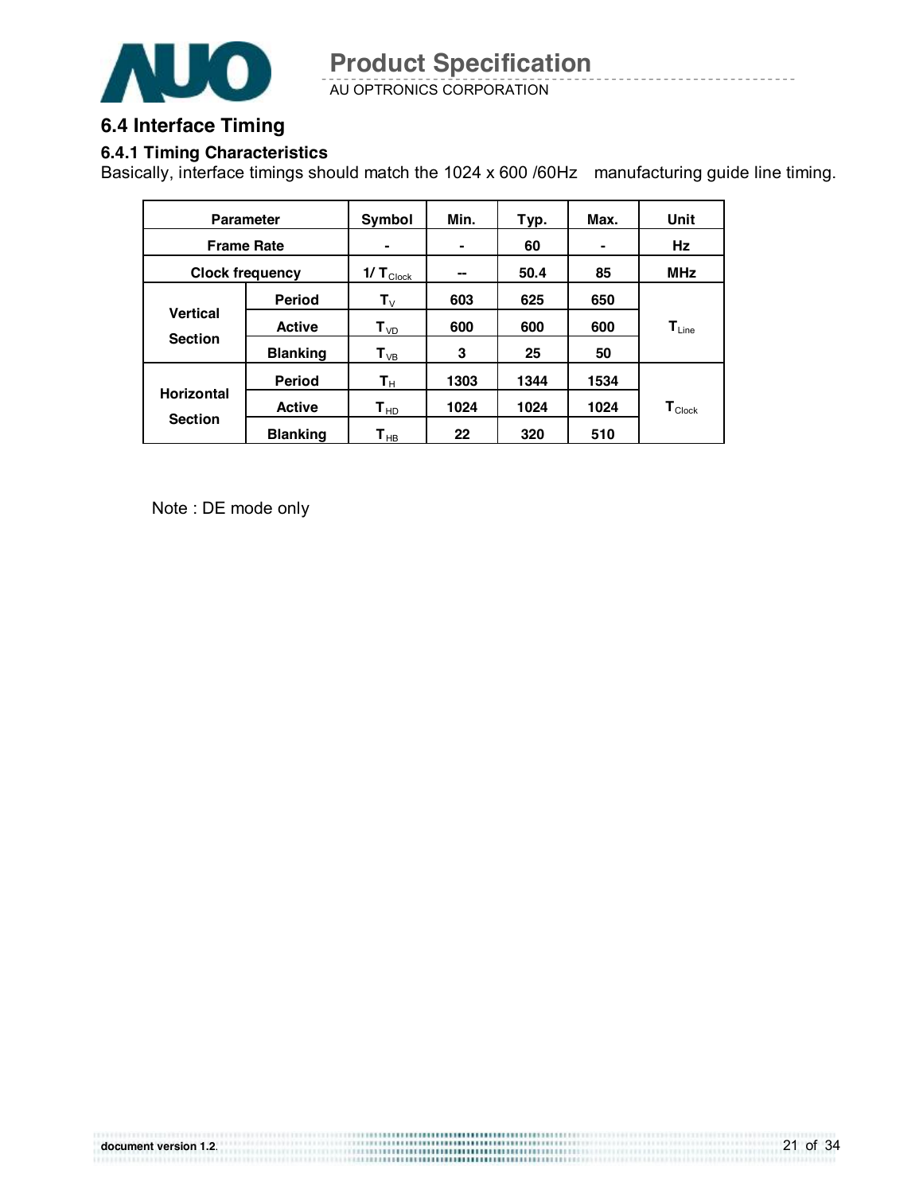## 6.4 Interface Timing

### 6.4.1 Timing Characteristics

Basically, interface timings should match the 1024 x 600 /60Hz manufacturing guide line timing.

| Parameter | | Symbol | Min. | Typ. | Max. | Unit |
|---|---|---|---|---|---|---|
| Frame Rate | | - | - | 60 | - | Hz |
| Clock frequency | | $1/T_{Clock}$ | -- | 50.4 | 85 | MHz |
| Vertical Section | Period | $T_V$ | 603 | 625 | 650 | $T_{Line}$ |
| | Active | $T_{VD}$ | 600 | 600 | 600 | |
| | Blanking | $T_{VB}$ | 3 | 25 | 50 | |
| Horizontal Section | Period | $T_H$ | 1303 | 1344 | 1534 | $T_{Clock}$ |
| | Active | $T_{HD}$ | 1024 | 1024 | 1024 | |
| | Blanking | $T_{HB}$ | 22 | 320 | 510 | |

Note : DE mode only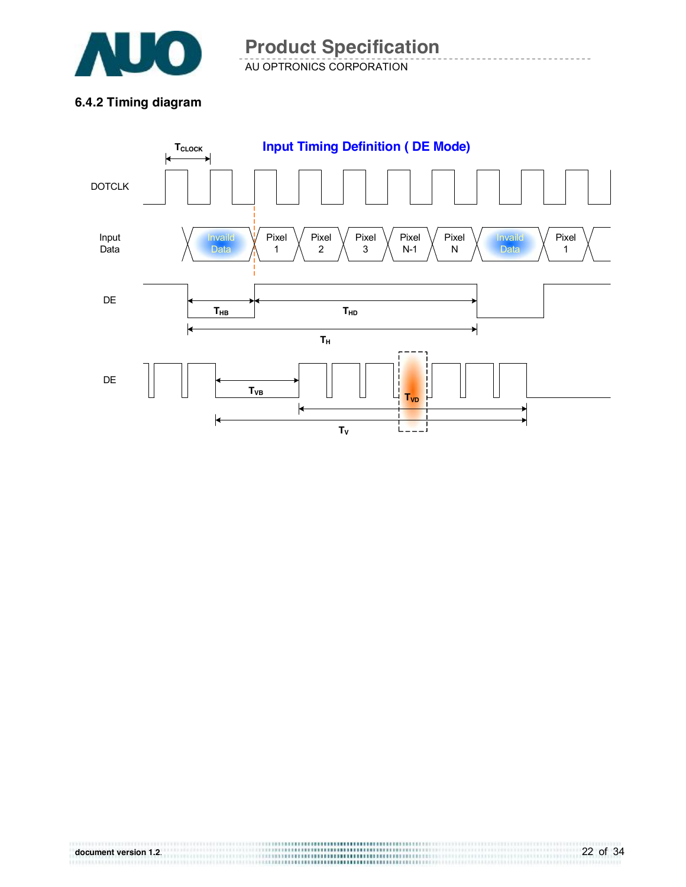### 6.4.2 Timing diagram

**Input Timing Definition ( DE Mode)**

$T_{CLOCK}$

DOTCLK

Input Data: Invaild Data | Pixel 1 | Pixel 2 | Pixel 3 | Pixel N-1 | Pixel N | Invaild Data | Pixel 1

DE: $T_{HB}$, $T_{HD}$, $T_H$

DE: $T_{VB}$, $T_{VD}$, $T_V$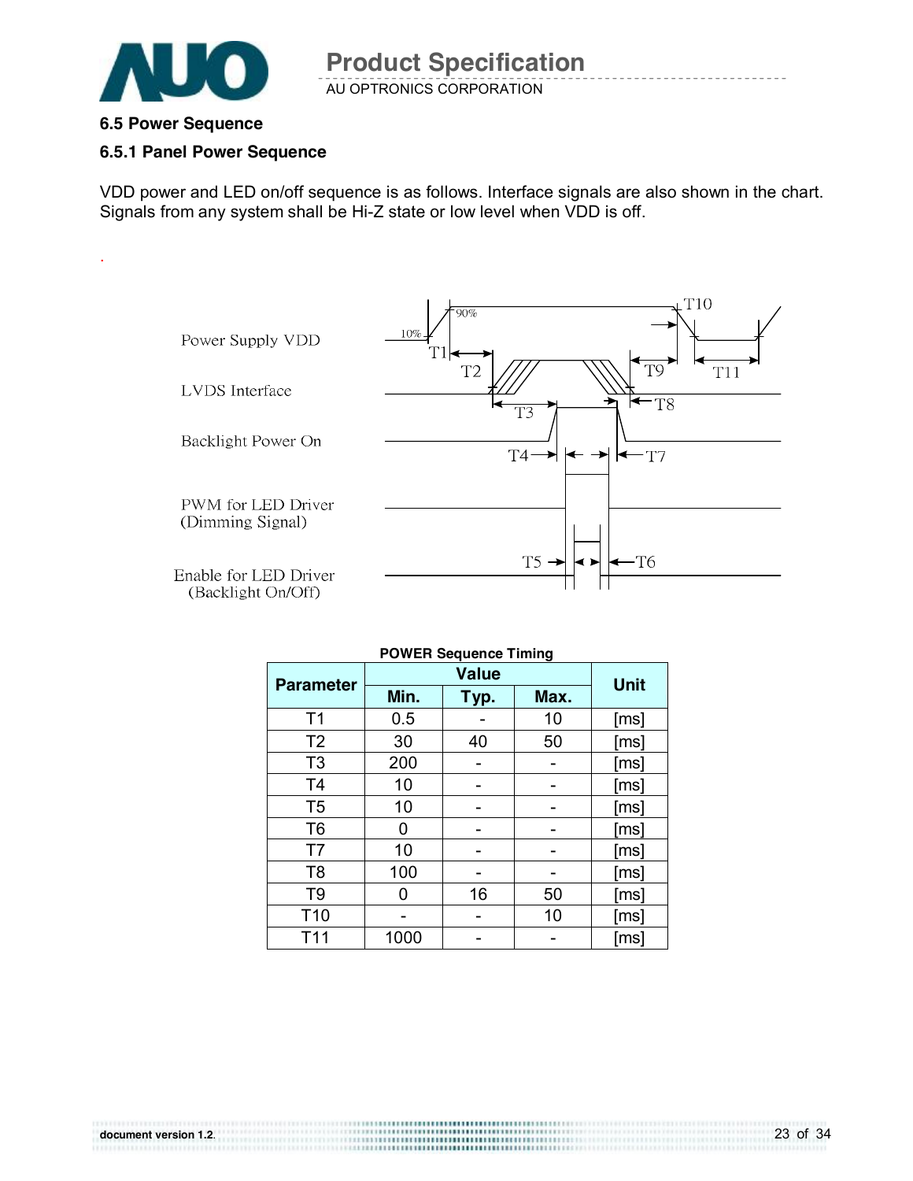## 6.5 Power Sequence

### 6.5.1 Panel Power Sequence

VDD power and LED on/off sequence is as follows. Interface signals are also shown in the chart. Signals from any system shall be Hi-Z state or low level when VDD is off.

.

Power Supply VDD

LVDS Interface

Backlight Power On

PWM for LED Driver (Dimming Signal)

Enable for LED Driver (Backlight On/Off)

**POWER Sequence Timing**

| Parameter | Value | | | Unit |
|---|---|---|---|---|
| | Min. | Typ. | Max. | |
| T1 | 0.5 | - | 10 | [ms] |
| T2 | 30 | 40 | 50 | [ms] |
| T3 | 200 | - | - | [ms] |
| T4 | 10 | - | - | [ms] |
| T5 | 10 | - | - | [ms] |
| T6 | 0 | - | - | [ms] |
| T7 | 10 | - | - | [ms] |
| T8 | 100 | - | - | [ms] |
| T9 | 0 | 16 | 50 | [ms] |
| T10 | - | - | 10 | [ms] |
| T11 | 1000 | - | - | [ms] |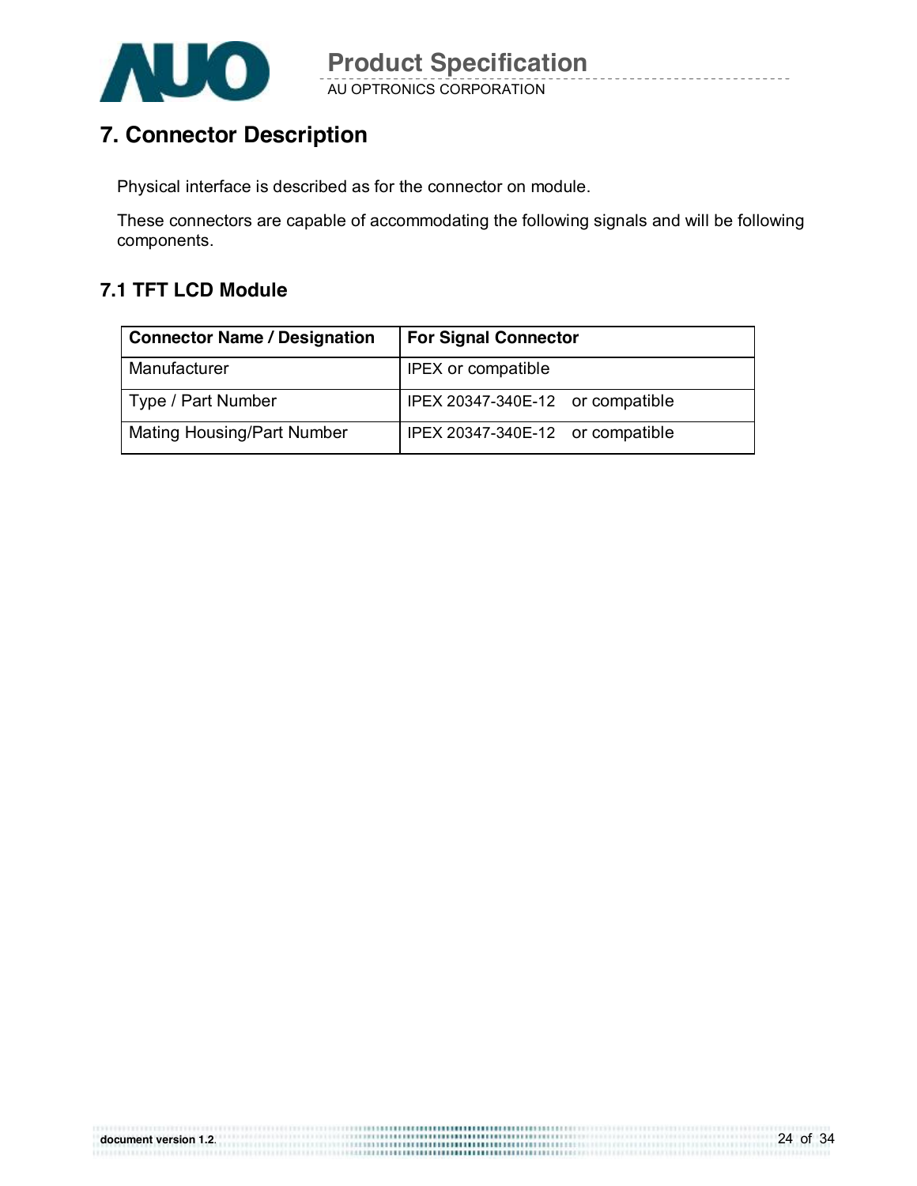# 7. Connector Description

Physical interface is described as for the connector on module.

These connectors are capable of accommodating the following signals and will be following components.

## 7.1 TFT LCD Module

| Connector Name / Designation | For Signal Connector |
|---|---|
| Manufacturer | IPEX or compatible |
| Type / Part Number | IPEX 20347-340E-12 or compatible |
| Mating Housing/Part Number | IPEX 20347-340E-12 or compatible |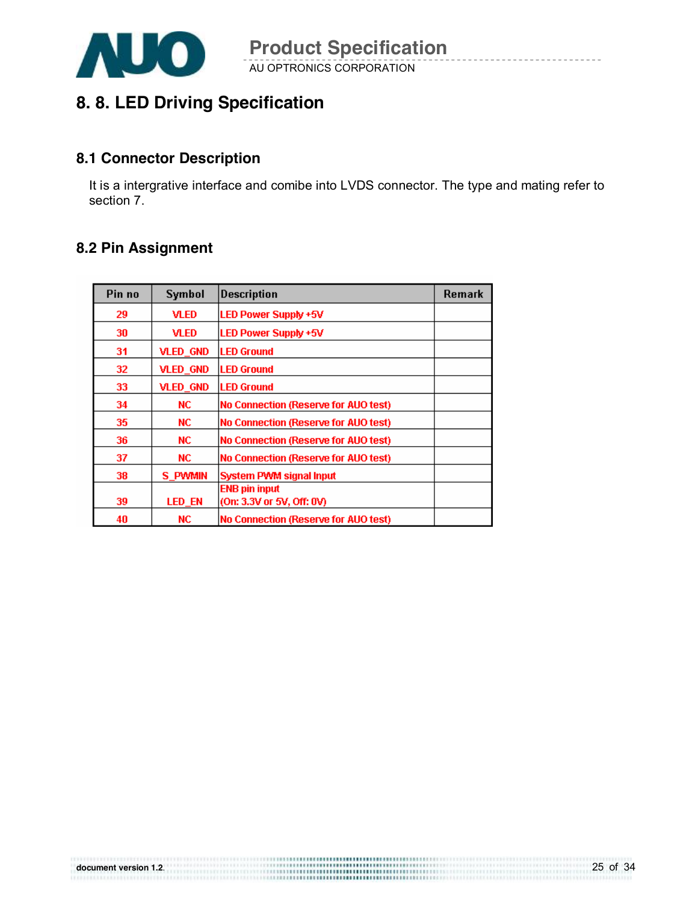# 8. 8. LED Driving Specification

## 8.1 Connector Description

It is a intergrative interface and comibe into LVDS connector. The type and mating refer to section 7.

## 8.2 Pin Assignment

| Pin no | Symbol | Description | Remark |
|---|---|---|---|
| 29 | VLED | LED Power Supply +5V | |
| 30 | VLED | LED Power Supply +5V | |
| 31 | VLED_GND | LED Ground | |
| 32 | VLED_GND | LED Ground | |
| 33 | VLED_GND | LED Ground | |
| 34 | NC | No Connection (Reserve for AUO test) | |
| 35 | NC | No Connection (Reserve for AUO test) | |
| 36 | NC | No Connection (Reserve for AUO test) | |
| 37 | NC | No Connection (Reserve for AUO test) | |
| 38 | S_PWMIN | System PWM signal Input | |
| 39 | LED_EN | ENB pin input (On: 3.3V or 5V, Off: 0V) | |
| 40 | NC | No Connection (Reserve for AUO test) | |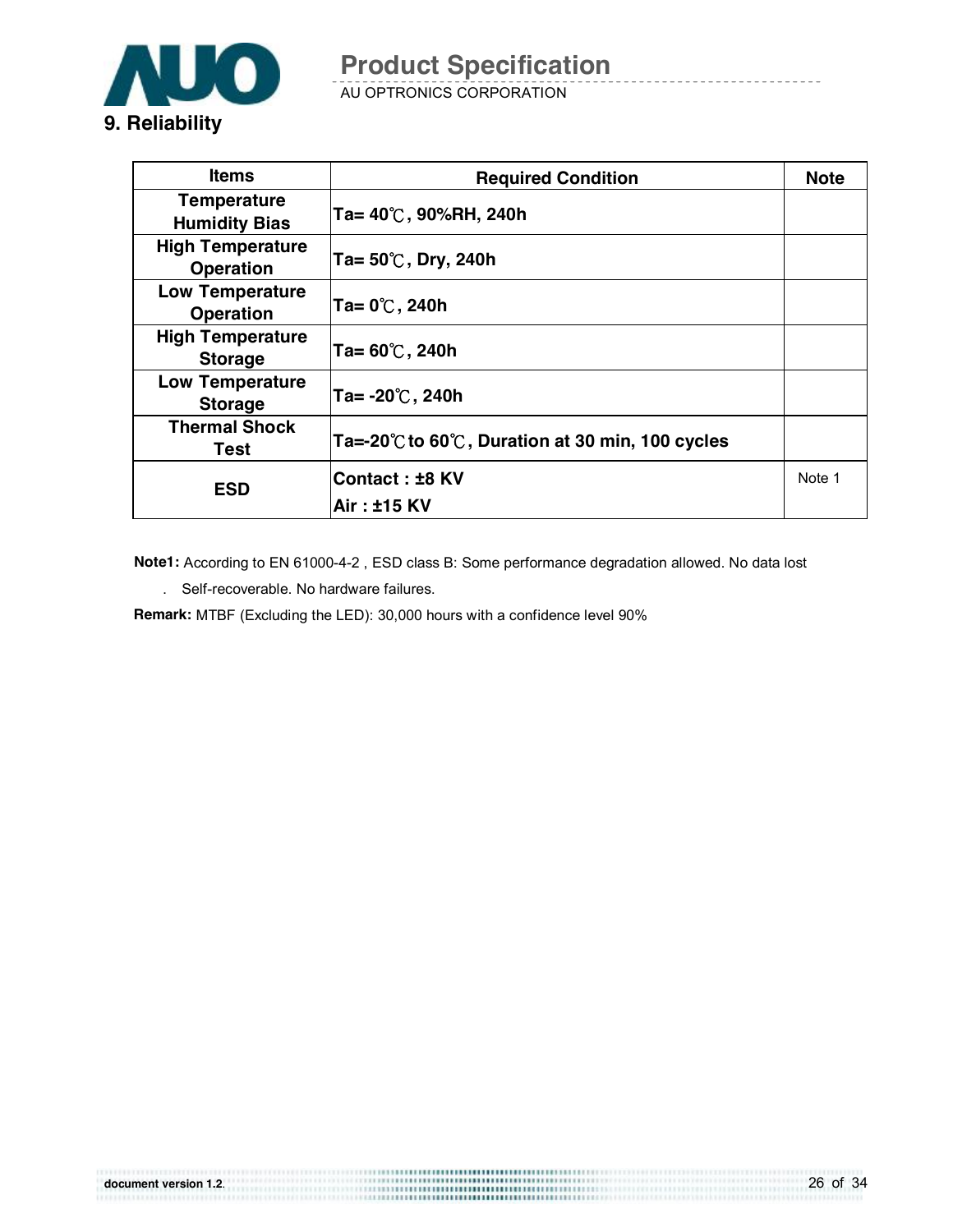## 9. Reliability

| Items | Required Condition | Note |
|---|---|---|
| Temperature Humidity Bias | Ta= 40℃, 90%RH, 240h | |
| High Temperature Operation | Ta= 50℃, Dry, 240h | |
| Low Temperature Operation | Ta= 0℃, 240h | |
| High Temperature Storage | Ta= 60℃, 240h | |
| Low Temperature Storage | Ta= -20℃, 240h | |
| Thermal Shock Test | Ta=-20℃ to 60℃, Duration at 30 min, 100 cycles | |
| ESD | Contact : ±8 KV<br>Air : ±15 KV | Note 1 |

**Note1:** According to EN 61000-4-2 , ESD class B: Some performance degradation allowed. No data lost

. Self-recoverable. No hardware failures.

**Remark:** MTBF (Excluding the LED): 30,000 hours with a confidence level 90%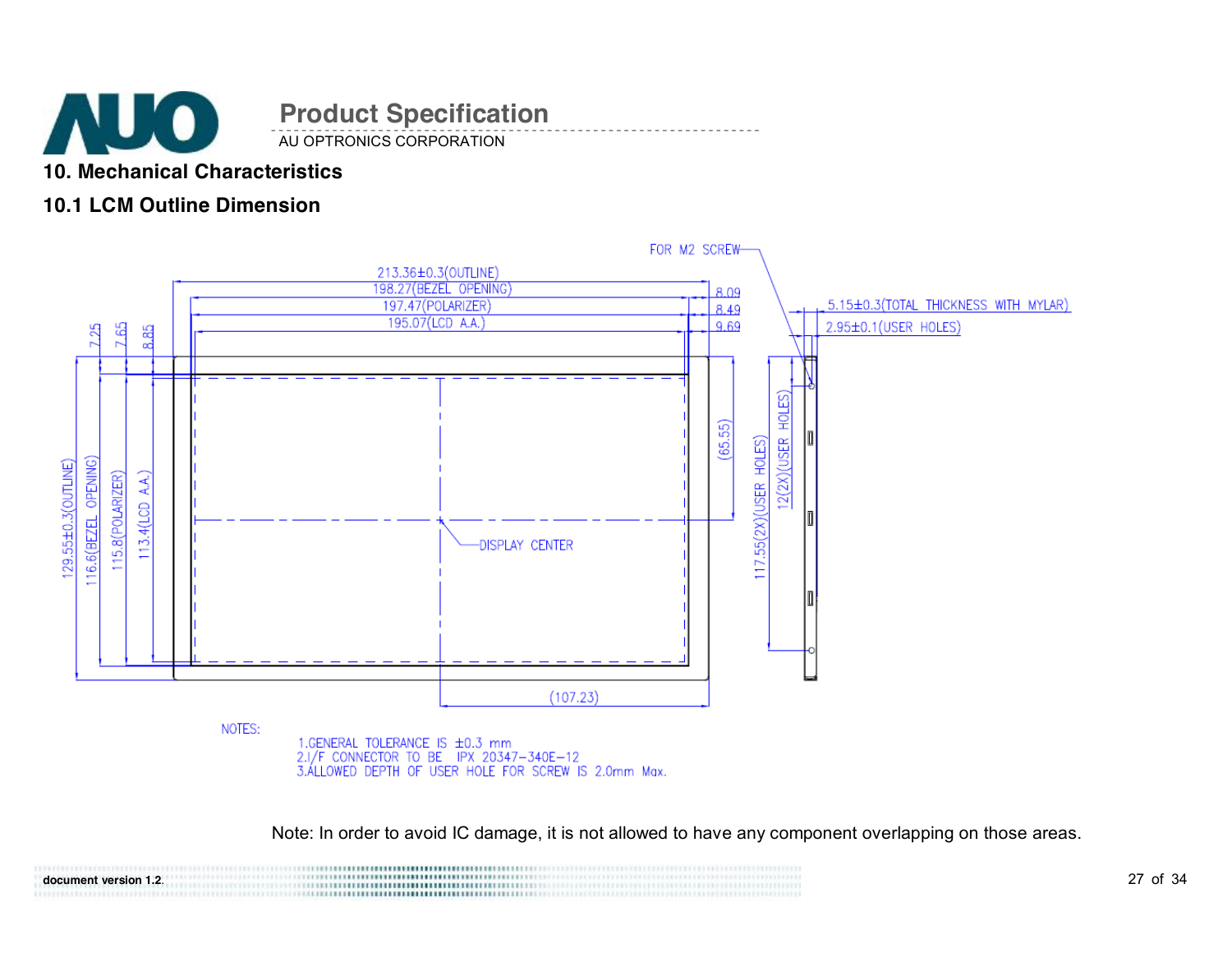## 10. Mechanical Characteristics

### 10.1 LCM Outline Dimension

FOR M2 SCREW

213.36±0.3(OUTLINE)
198.27(BEZEL OPENING)
197.47(POLARIZER)
195.07(LCD A.A.)

8.09
8.49
9.69

5.15±0.3(TOTAL THICKNESS WITH MYLAR)
2.95±0.1(USER HOLES)

7.25
7.65
8.85

129.55±0.3(OUTLINE)
116.6(BEZEL OPENING)
115.8(POLARIZER)
113.4(LCD A.A.)

(65.55)

117.55(2X)(USER HOLES)
12(2X)(USER HOLES)

DISPLAY CENTER

(107.23)

NOTES:

1. GENERAL TOLERANCE IS ±0.3 mm
2. I/F CONNECTOR TO BE IPX 20347-340E-12
3. ALLOWED DEPTH OF USER HOLE FOR SCREW IS 2.0mm Max.

Note: In order to avoid IC damage, it is not allowed to have any component overlapping on those areas.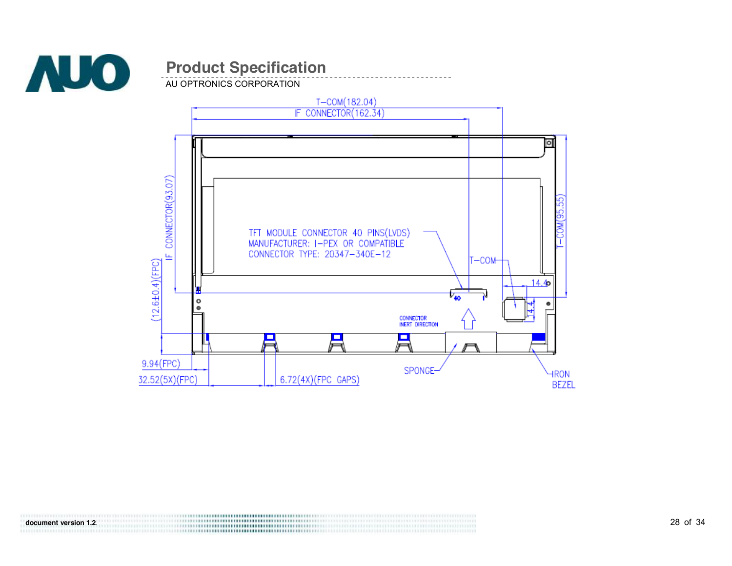T–COM(182.04)

IF CONNECTOR(162.34)

IF CONNECTOR(93.07)

(12.6±0.4)(FPC)

T–COM(95.55)

TFT MODULE CONNECTOR 40 PINS(LVDS)
MANUFACTURER: I–PEX OR COMPATIBLE
CONNECTOR TYPE: 20347–340E–12

T–COM

14.4

14.4

40

1

CONNECTOR INERT DIRECTION

9.94(FPC)

32.52(5X)(FPC)

6.72(4X)(FPC GAPS)

SPONGE

IRON BEZEL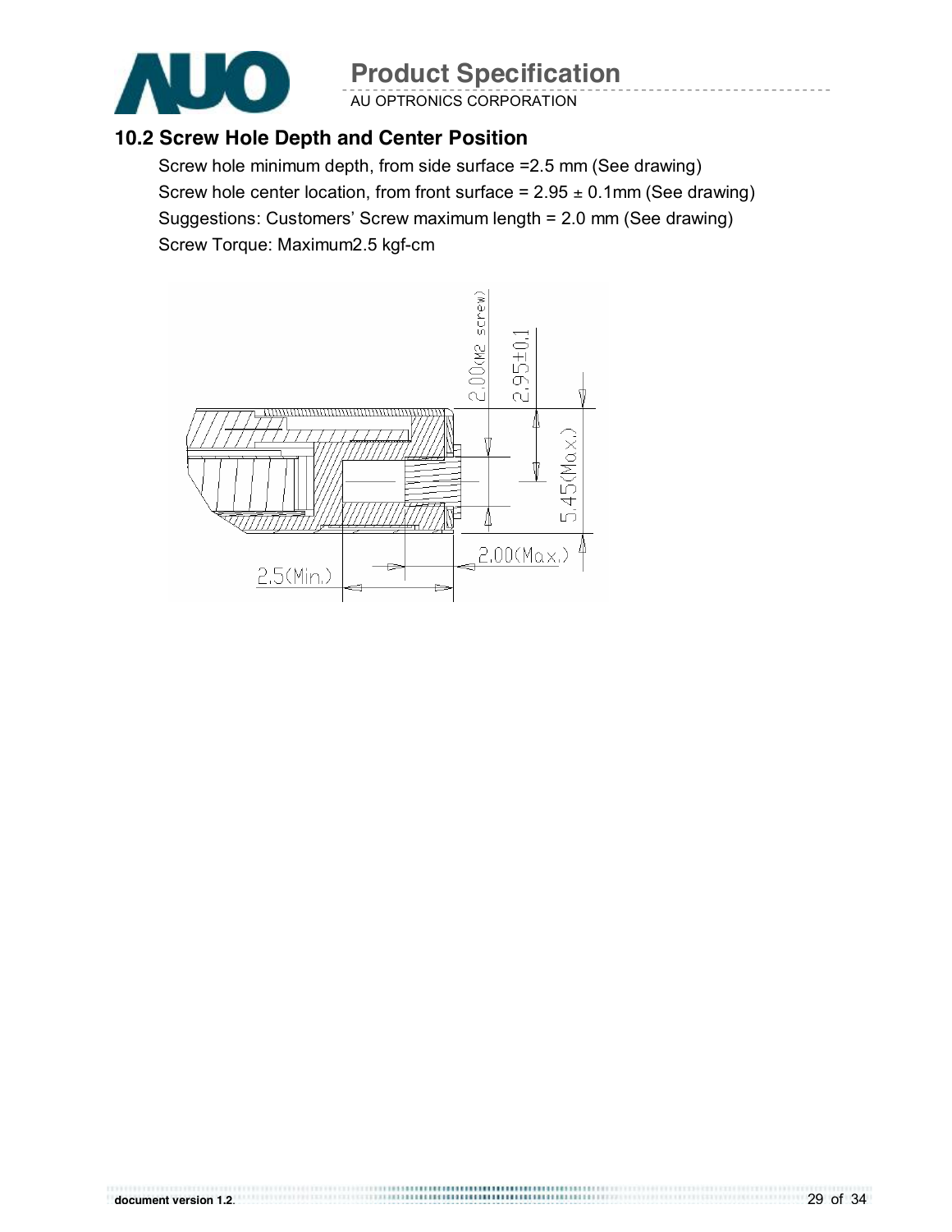## 10.2 Screw Hole Depth and Center Position

Screw hole minimum depth, from side surface =2.5 mm (See drawing)

Screw hole center location, from front surface = 2.95 ± 0.1mm (See drawing)

Suggestions: Customers' Screw maximum length = 2.0 mm (See drawing)

Screw Torque: Maximum2.5 kgf-cm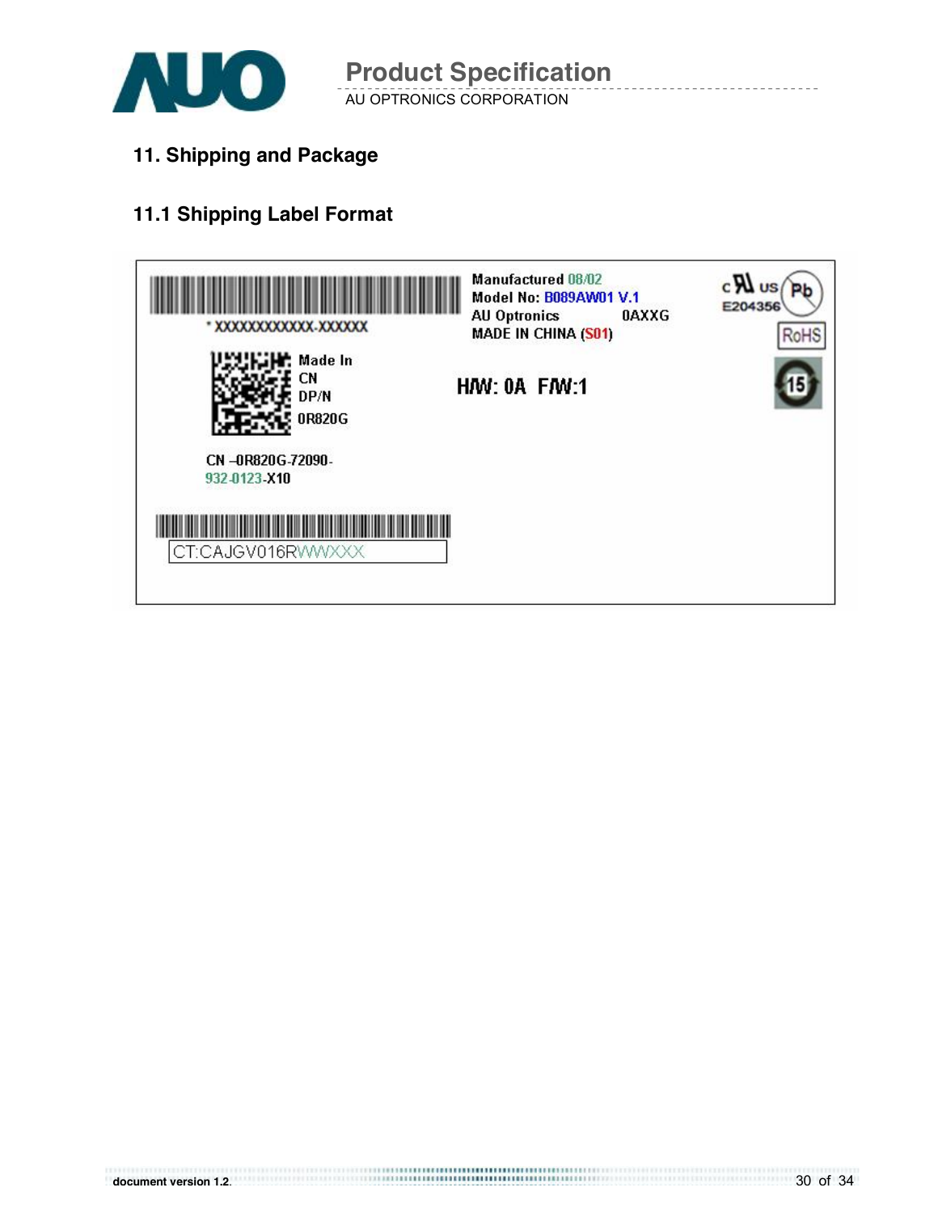## 11. Shipping and Package

### 11.1 Shipping Label Format

\* XXXXXXXXXXX-XXXXXX

Made In
CN
DP/N
0R820G

CN –0R820G-72090-
932-0123-X10

CT:CAJGV016RWWXXX

Manufactured 08/02
Model No: B089AW01 V.1
AU Optronics 0AXXG
MADE IN CHINA (S01)

H/W: 0A F/W:1

c UL us
E204356
Pb
RoHS
15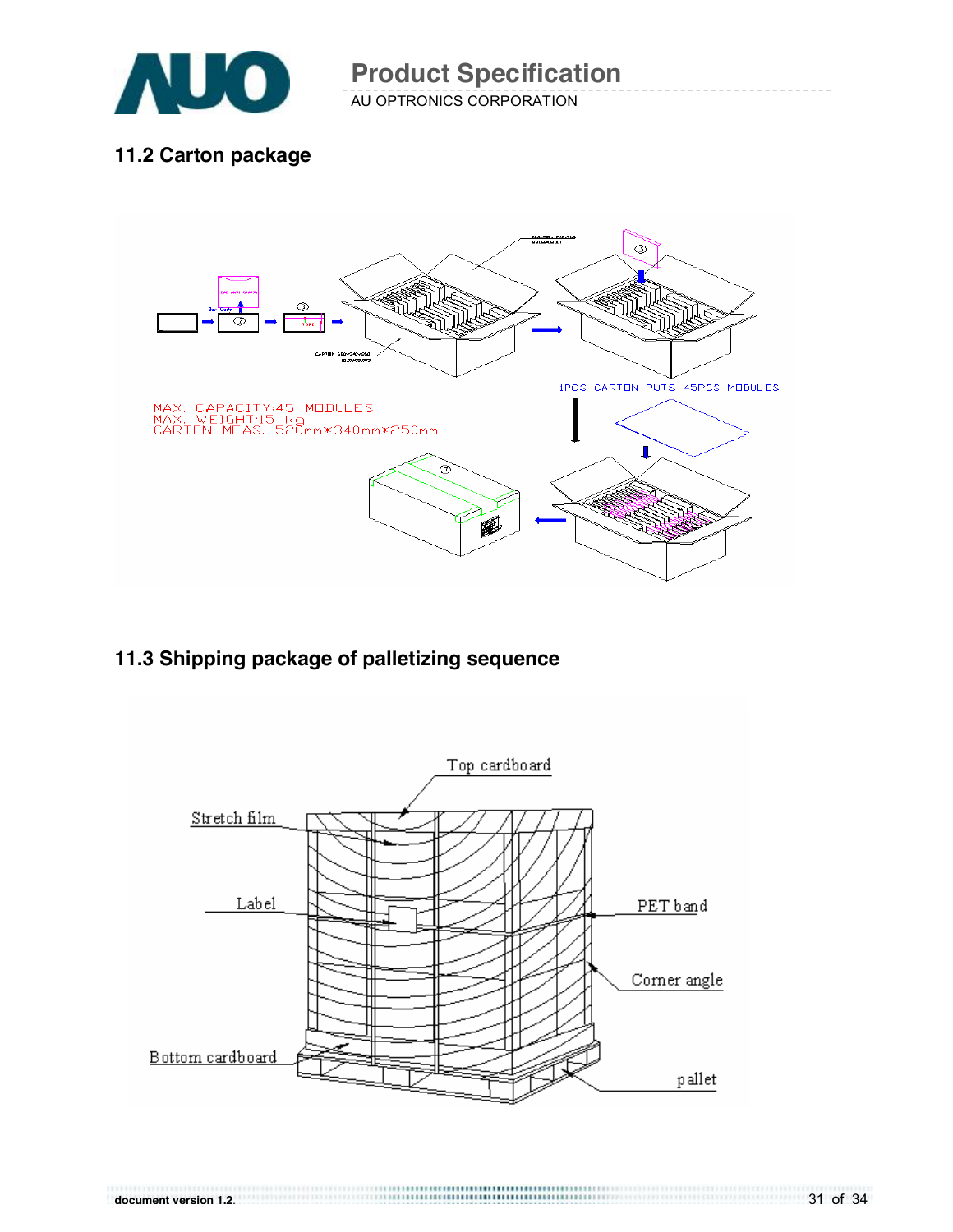## 11.2 Carton package

MAX. CAPACITY:45 MODULES
MAX. WEIGHT:15 kg
CARTON MEAS. 520mm*340mm*250mm

1PCS CARTON PUTS 45PCS MODULES

## 11.3 Shipping package of palletizing sequence

Top cardboard

Stretch film

Label

PET band

Corner angle

Bottom cardboard

pallet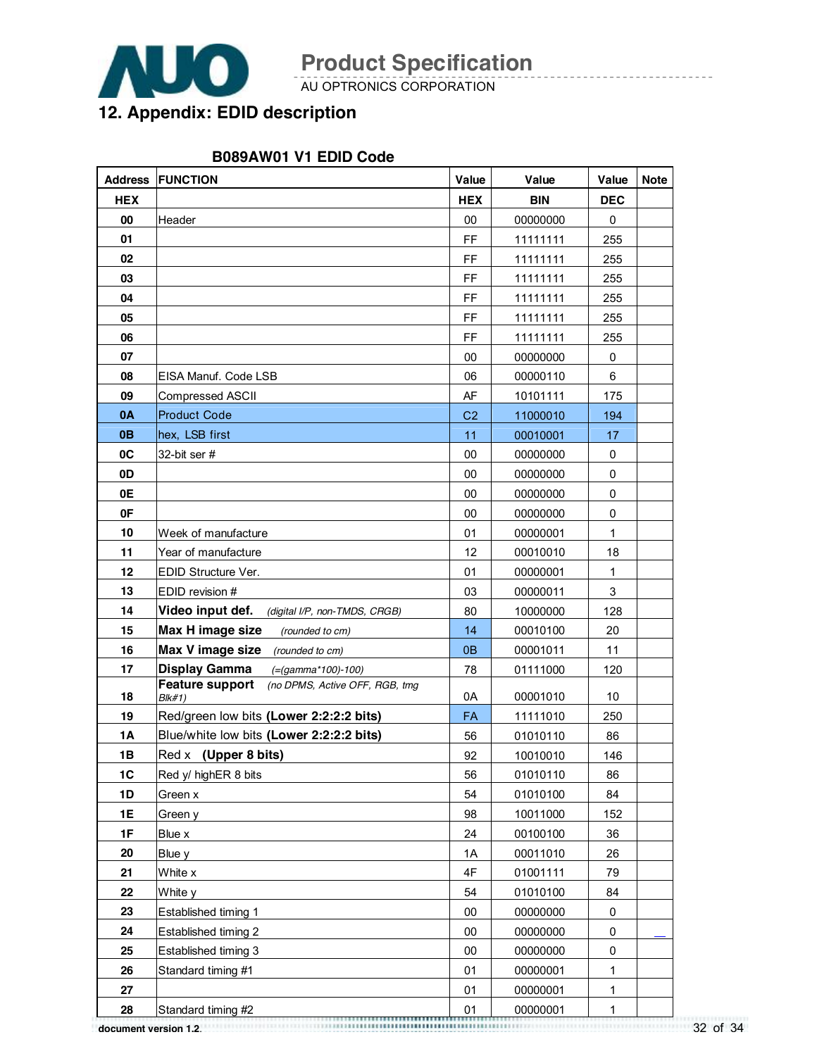## 12. Appendix: EDID description

**B089AW01 V1 EDID Code**

| Address | FUNCTION | Value | Value | Value | Note |
|---|---|---|---|---|---|
| **HEX** | | **HEX** | **BIN** | **DEC** | |
| **00** | Header | 00 | 00000000 | 0 | |
| **01** | | FF | 11111111 | 255 | |
| **02** | | FF | 11111111 | 255 | |
| **03** | | FF | 11111111 | 255 | |
| **04** | | FF | 11111111 | 255 | |
| **05** | | FF | 11111111 | 255 | |
| **06** | | FF | 11111111 | 255 | |
| **07** | | 00 | 00000000 | 0 | |
| **08** | EISA Manuf. Code LSB | 06 | 00000110 | 6 | |
| **09** | Compressed ASCII | AF | 10101111 | 175 | |
| **0A** | Product Code | C2 | 11000010 | 194 | |
| **0B** | hex, LSB first | 11 | 00010001 | 17 | |
| **0C** | 32-bit ser # | 00 | 00000000 | 0 | |
| **0D** | | 00 | 00000000 | 0 | |
| **0E** | | 00 | 00000000 | 0 | |
| **0F** | | 00 | 00000000 | 0 | |
| **10** | Week of manufacture | 01 | 00000001 | 1 | |
| **11** | Year of manufacture | 12 | 00010010 | 18 | |
| **12** | EDID Structure Ver. | 01 | 00000001 | 1 | |
| **13** | EDID revision # | 03 | 00000011 | 3 | |
| **14** | **Video input def.** *(digital I/P, non-TMDS, CRGB)* | 80 | 10000000 | 128 | |
| **15** | **Max H image size** *(rounded to cm)* | 14 | 00010100 | 20 | |
| **16** | **Max V image size** *(rounded to cm)* | 0B | 00001011 | 11 | |
| **17** | **Display Gamma** *(=(gamma*100)-100)* | 78 | 01111000 | 120 | |
| **18** | **Feature support** *(no DPMS, Active OFF, RGB, tmg Blk#1)* | 0A | 00001010 | 10 | |
| **19** | Red/green low bits **(Lower 2:2:2:2 bits)** | FA | 11111010 | 250 | |
| **1A** | Blue/white low bits **(Lower 2:2:2:2 bits)** | 56 | 01010110 | 86 | |
| **1B** | Red x **(Upper 8 bits)** | 92 | 10010010 | 146 | |
| **1C** | Red y/ highER 8 bits | 56 | 01010110 | 86 | |
| **1D** | Green x | 54 | 01010100 | 84 | |
| **1E** | Green y | 98 | 10011000 | 152 | |
| **1F** | Blue x | 24 | 00100100 | 36 | |
| **20** | Blue y | 1A | 00011010 | 26 | |
| **21** | White x | 4F | 01001111 | 79 | |
| **22** | White y | 54 | 01010100 | 84 | |
| **23** | Established timing 1 | 00 | 00000000 | 0 | |
| **24** | Established timing 2 | 00 | 00000000 | 0 | |
| **25** | Established timing 3 | 00 | 00000000 | 0 | |
| **26** | Standard timing #1 | 01 | 00000001 | 1 | |
| **27** | | 01 | 00000001 | 1 | |
| **28** | Standard timing #2 | 01 | 00000001 | 1 | |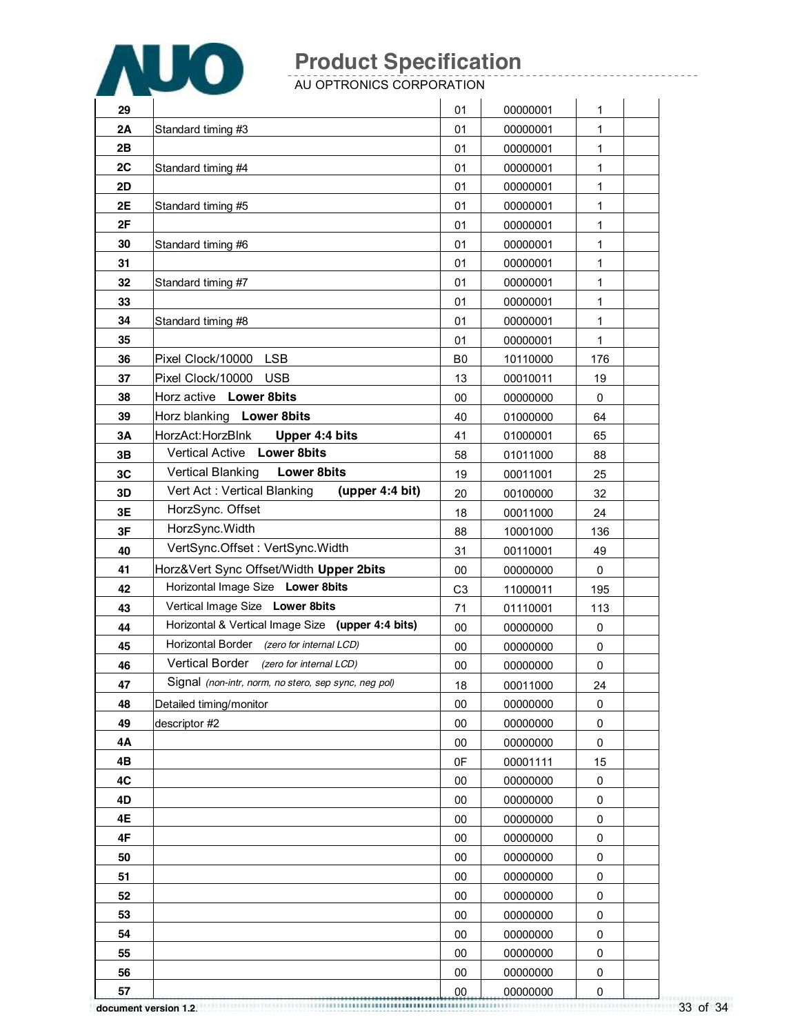| | | | | | |
|---|---|---|---|---|---|
| **29** | | 01 | 00000001 | 1 | |
| **2A** | Standard timing #3 | 01 | 00000001 | 1 | |
| **2B** | | 01 | 00000001 | 1 | |
| **2C** | Standard timing #4 | 01 | 00000001 | 1 | |
| **2D** | | 01 | 00000001 | 1 | |
| **2E** | Standard timing #5 | 01 | 00000001 | 1 | |
| **2F** | | 01 | 00000001 | 1 | |
| **30** | Standard timing #6 | 01 | 00000001 | 1 | |
| **31** | | 01 | 00000001 | 1 | |
| **32** | Standard timing #7 | 01 | 00000001 | 1 | |
| **33** | | 01 | 00000001 | 1 | |
| **34** | Standard timing #8 | 01 | 00000001 | 1 | |
| **35** | | 01 | 00000001 | 1 | |
| **36** | Pixel Clock/10000 LSB | B0 | 10110000 | 176 | |
| **37** | Pixel Clock/10000 USB | 13 | 00010011 | 19 | |
| **38** | Horz active **Lower 8bits** | 00 | 00000000 | 0 | |
| **39** | Horz blanking **Lower 8bits** | 40 | 01000000 | 64 | |
| **3A** | HorzAct:HorzBlnk **Upper 4:4 bits** | 41 | 01000001 | 65 | |
| **3B** | Vertical Active **Lower 8bits** | 58 | 01011000 | 88 | |
| **3C** | Vertical Blanking **Lower 8bits** | 19 | 00011001 | 25 | |
| **3D** | Vert Act : Vertical Blanking **(upper 4:4 bit)** | 20 | 00100000 | 32 | |
| **3E** | HorzSync. Offset | 18 | 00011000 | 24 | |
| **3F** | HorzSync.Width | 88 | 10001000 | 136 | |
| **40** | VertSync.Offset : VertSync.Width | 31 | 00110001 | 49 | |
| **41** | Horz&Vert Sync Offset/Width **Upper 2bits** | 00 | 00000000 | 0 | |
| **42** | Horizontal Image Size **Lower 8bits** | C3 | 11000011 | 195 | |
| **43** | Vertical Image Size **Lower 8bits** | 71 | 01110001 | 113 | |
| **44** | Horizontal & Vertical Image Size **(upper 4:4 bits)** | 00 | 00000000 | 0 | |
| **45** | Horizontal Border *(zero for internal LCD)* | 00 | 00000000 | 0 | |
| **46** | Vertical Border *(zero for internal LCD)* | 00 | 00000000 | 0 | |
| **47** | Signal *(non-intr, norm, no stero, sep sync, neg pol)* | 18 | 00011000 | 24 | |
| **48** | Detailed timing/monitor | 00 | 00000000 | 0 | |
| **49** | descriptor #2 | 00 | 00000000 | 0 | |
| **4A** | | 00 | 00000000 | 0 | |
| **4B** | | 0F | 00001111 | 15 | |
| **4C** | | 00 | 00000000 | 0 | |
| **4D** | | 00 | 00000000 | 0 | |
| **4E** | | 00 | 00000000 | 0 | |
| **4F** | | 00 | 00000000 | 0 | |
| **50** | | 00 | 00000000 | 0 | |
| **51** | | 00 | 00000000 | 0 | |
| **52** | | 00 | 00000000 | 0 | |
| **53** | | 00 | 00000000 | 0 | |
| **54** | | 00 | 00000000 | 0 | |
| **55** | | 00 | 00000000 | 0 | |
| **56** | | 00 | 00000000 | 0 | |
| **57** | | 00 | 00000000 | 0 | |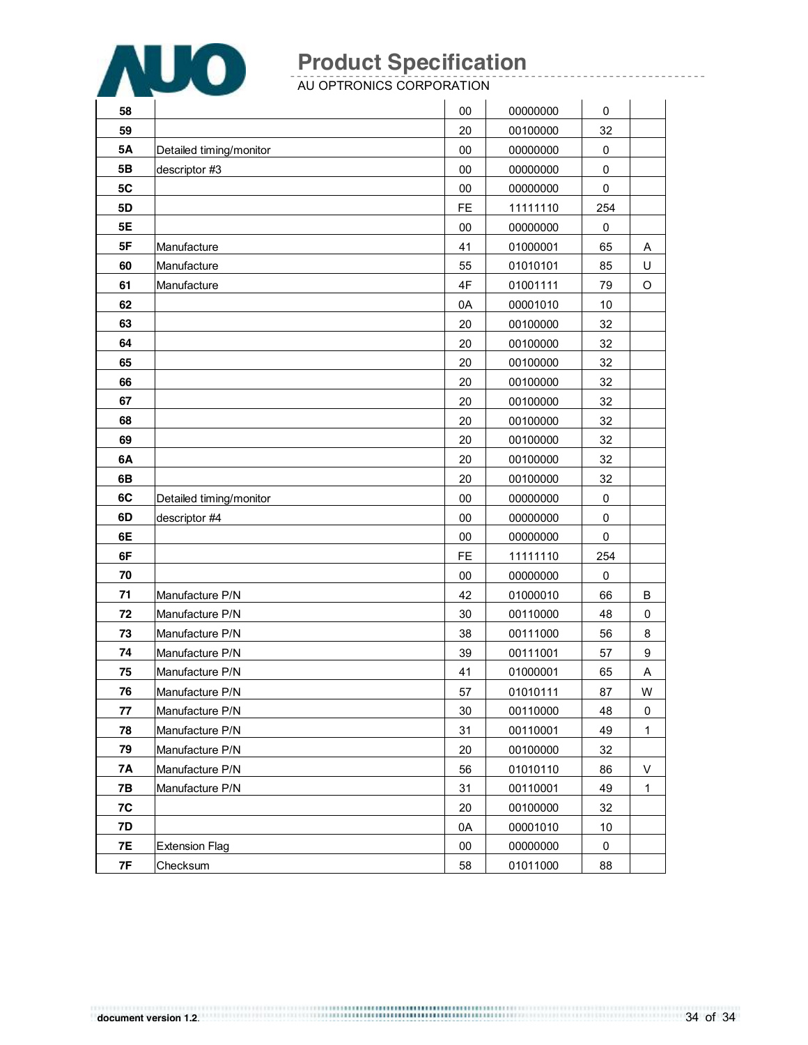| | | | | | |
|---|---|---|---|---|---|
| **58** | | 00 | 00000000 | 0 | |
| **59** | | 20 | 00100000 | 32 | |
| **5A** | Detailed timing/monitor | 00 | 00000000 | 0 | |
| **5B** | descriptor #3 | 00 | 00000000 | 0 | |
| **5C** | | 00 | 00000000 | 0 | |
| **5D** | | FE | 11111110 | 254 | |
| **5E** | | 00 | 00000000 | 0 | |
| **5F** | Manufacture | 41 | 01000001 | 65 | A |
| **60** | Manufacture | 55 | 01010101 | 85 | U |
| **61** | Manufacture | 4F | 01001111 | 79 | O |
| **62** | | 0A | 00001010 | 10 | |
| **63** | | 20 | 00100000 | 32 | |
| **64** | | 20 | 00100000 | 32 | |
| **65** | | 20 | 00100000 | 32 | |
| **66** | | 20 | 00100000 | 32 | |
| **67** | | 20 | 00100000 | 32 | |
| **68** | | 20 | 00100000 | 32 | |
| **69** | | 20 | 00100000 | 32 | |
| **6A** | | 20 | 00100000 | 32 | |
| **6B** | | 20 | 00100000 | 32 | |
| **6C** | Detailed timing/monitor | 00 | 00000000 | 0 | |
| **6D** | descriptor #4 | 00 | 00000000 | 0 | |
| **6E** | | 00 | 00000000 | 0 | |
| **6F** | | FE | 11111110 | 254 | |
| **70** | | 00 | 00000000 | 0 | |
| **71** | Manufacture P/N | 42 | 01000010 | 66 | B |
| **72** | Manufacture P/N | 30 | 00110000 | 48 | 0 |
| **73** | Manufacture P/N | 38 | 00111000 | 56 | 8 |
| **74** | Manufacture P/N | 39 | 00111001 | 57 | 9 |
| **75** | Manufacture P/N | 41 | 01000001 | 65 | A |
| **76** | Manufacture P/N | 57 | 01010111 | 87 | W |
| **77** | Manufacture P/N | 30 | 00110000 | 48 | 0 |
| **78** | Manufacture P/N | 31 | 00110001 | 49 | 1 |
| **79** | Manufacture P/N | 20 | 00100000 | 32 | |
| **7A** | Manufacture P/N | 56 | 01010110 | 86 | V |
| **7B** | Manufacture P/N | 31 | 00110001 | 49 | 1 |
| **7C** | | 20 | 00100000 | 32 | |
| **7D** | | 0A | 00001010 | 10 | |
| **7E** | Extension Flag | 00 | 00000000 | 0 | |
| **7F** | Checksum | 58 | 01011000 | 88 | |